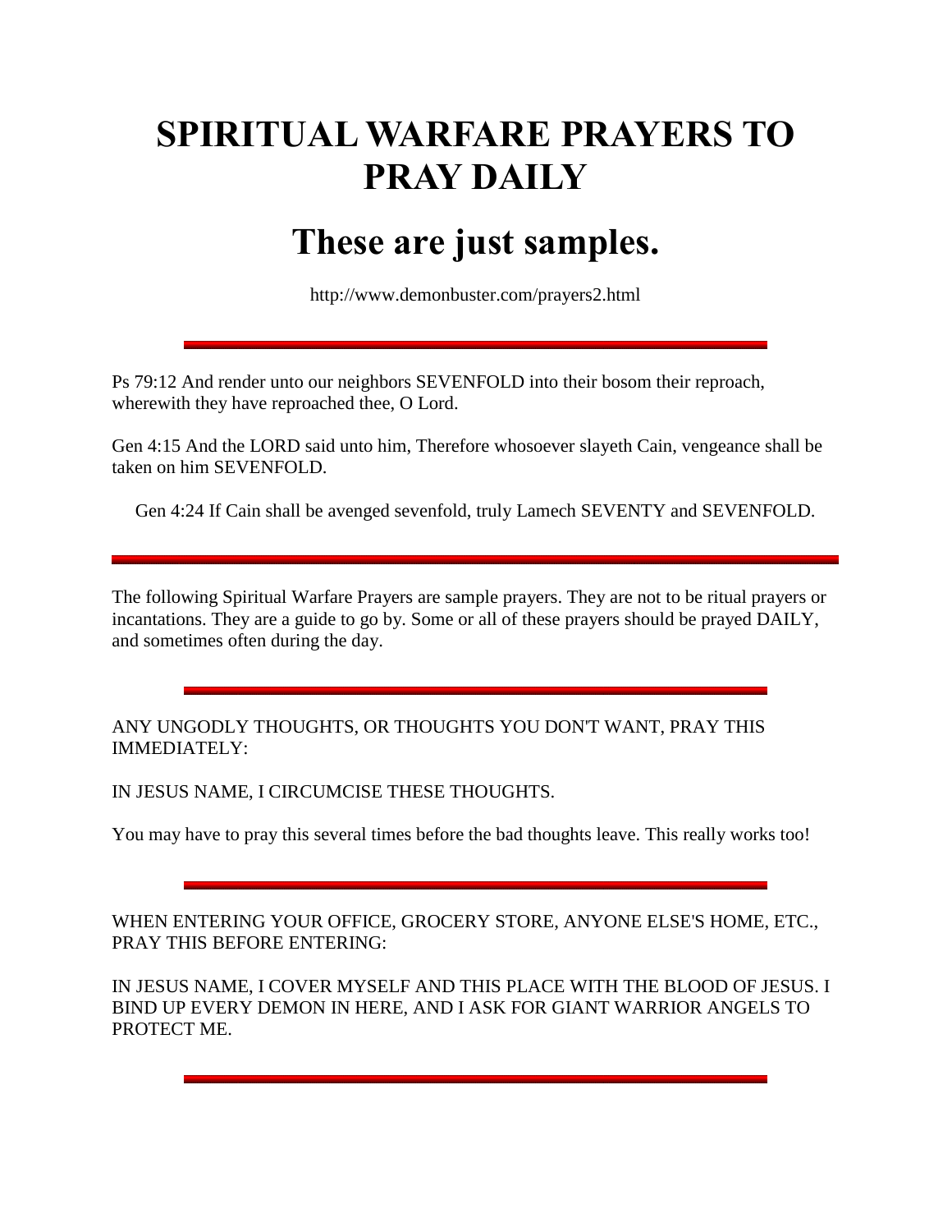# SPIRITUAL WARFARE PRAYERS TO PRAY DAILY

## These are just samples.

http://www.demonbuster.com/prayers2.html

---

Ps 79:12 And render unto our neighbors SEVENFOLD into their bosom their reproach, wherewith they have reproached thee, O Lord.

Gen 4:15 And the LORD said unto him, Therefore whosoever slayeth Cain, vengeance shall be taken on him SEVENFOLD.

Gen 4:24 If Cain shall be avenged sevenfold, truly Lamech SEVENTY and SEVENFOLD.

---

The following Spiritual Warfare Prayers are sample prayers. They are not to be ritual prayers or incantations. They are a guide to go by. Some or all of these prayers should be prayed DAILY, and sometimes often during the day.

---

ANY UNGODLY THOUGHTS, OR THOUGHTS YOU DON'T WANT, PRAY THIS IMMEDIATELY:

IN JESUS NAME, I CIRCUMCISE THESE THOUGHTS.

You may have to pray this several times before the bad thoughts leave. This really works too!

---

WHEN ENTERING YOUR OFFICE, GROCERY STORE, ANYONE ELSE'S HOME, ETC., PRAY THIS BEFORE ENTERING:

IN JESUS NAME, I COVER MYSELF AND THIS PLACE WITH THE BLOOD OF JESUS. I BIND UP EVERY DEMON IN HERE, AND I ASK FOR GIANT WARRIOR ANGELS TO PROTECT ME.

---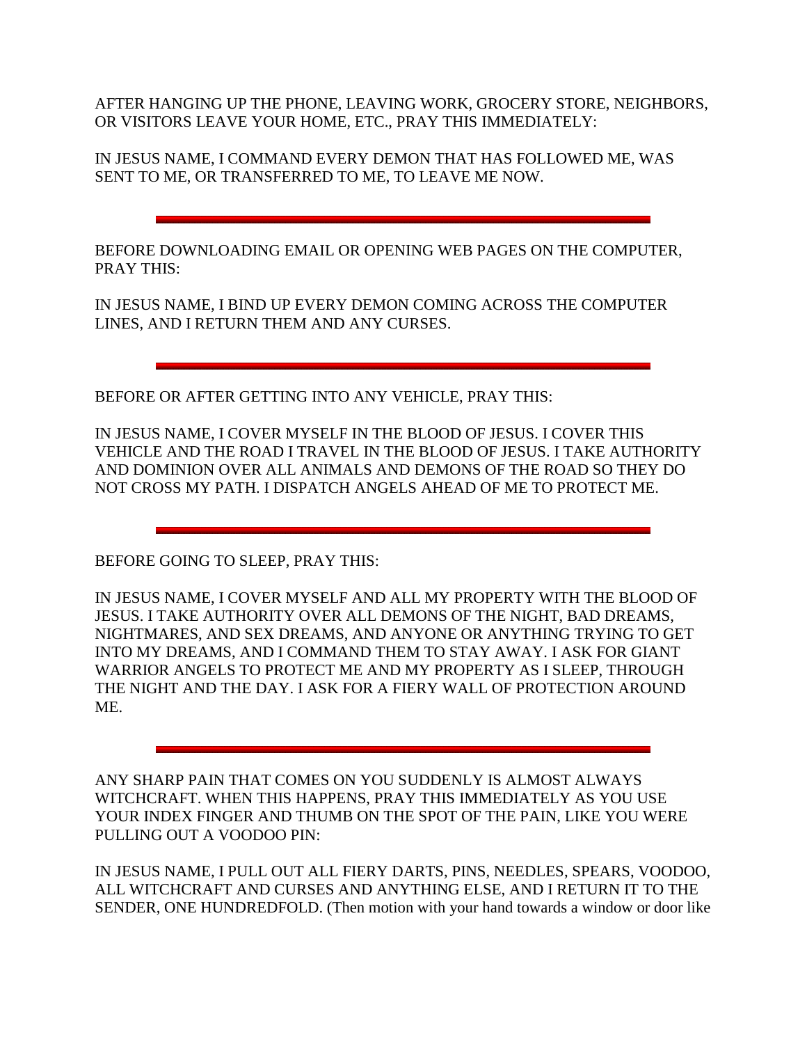AFTER HANGING UP THE PHONE, LEAVING WORK, GROCERY STORE, NEIGHBORS, OR VISITORS LEAVE YOUR HOME, ETC., PRAY THIS IMMEDIATELY:

IN JESUS NAME, I COMMAND EVERY DEMON THAT HAS FOLLOWED ME, WAS SENT TO ME, OR TRANSFERRED TO ME, TO LEAVE ME NOW.

---

BEFORE DOWNLOADING EMAIL OR OPENING WEB PAGES ON THE COMPUTER, PRAY THIS:

IN JESUS NAME, I BIND UP EVERY DEMON COMING ACROSS THE COMPUTER LINES, AND I RETURN THEM AND ANY CURSES.

---

BEFORE OR AFTER GETTING INTO ANY VEHICLE, PRAY THIS:

IN JESUS NAME, I COVER MYSELF IN THE BLOOD OF JESUS. I COVER THIS VEHICLE AND THE ROAD I TRAVEL IN THE BLOOD OF JESUS. I TAKE AUTHORITY AND DOMINION OVER ALL ANIMALS AND DEMONS OF THE ROAD SO THEY DO NOT CROSS MY PATH. I DISPATCH ANGELS AHEAD OF ME TO PROTECT ME.

---

BEFORE GOING TO SLEEP, PRAY THIS:

IN JESUS NAME, I COVER MYSELF AND ALL MY PROPERTY WITH THE BLOOD OF JESUS. I TAKE AUTHORITY OVER ALL DEMONS OF THE NIGHT, BAD DREAMS, NIGHTMARES, AND SEX DREAMS, AND ANYONE OR ANYTHING TRYING TO GET INTO MY DREAMS, AND I COMMAND THEM TO STAY AWAY. I ASK FOR GIANT WARRIOR ANGELS TO PROTECT ME AND MY PROPERTY AS I SLEEP, THROUGH THE NIGHT AND THE DAY. I ASK FOR A FIERY WALL OF PROTECTION AROUND ME.

---

ANY SHARP PAIN THAT COMES ON YOU SUDDENLY IS ALMOST ALWAYS WITCHCRAFT. WHEN THIS HAPPENS, PRAY THIS IMMEDIATELY AS YOU USE YOUR INDEX FINGER AND THUMB ON THE SPOT OF THE PAIN, LIKE YOU WERE PULLING OUT A VOODOO PIN:

IN JESUS NAME, I PULL OUT ALL FIERY DARTS, PINS, NEEDLES, SPEARS, VOODOO, ALL WITCHCRAFT AND CURSES AND ANYTHING ELSE, AND I RETURN IT TO THE SENDER, ONE HUNDREDFOLD. (Then motion with your hand towards a window or door like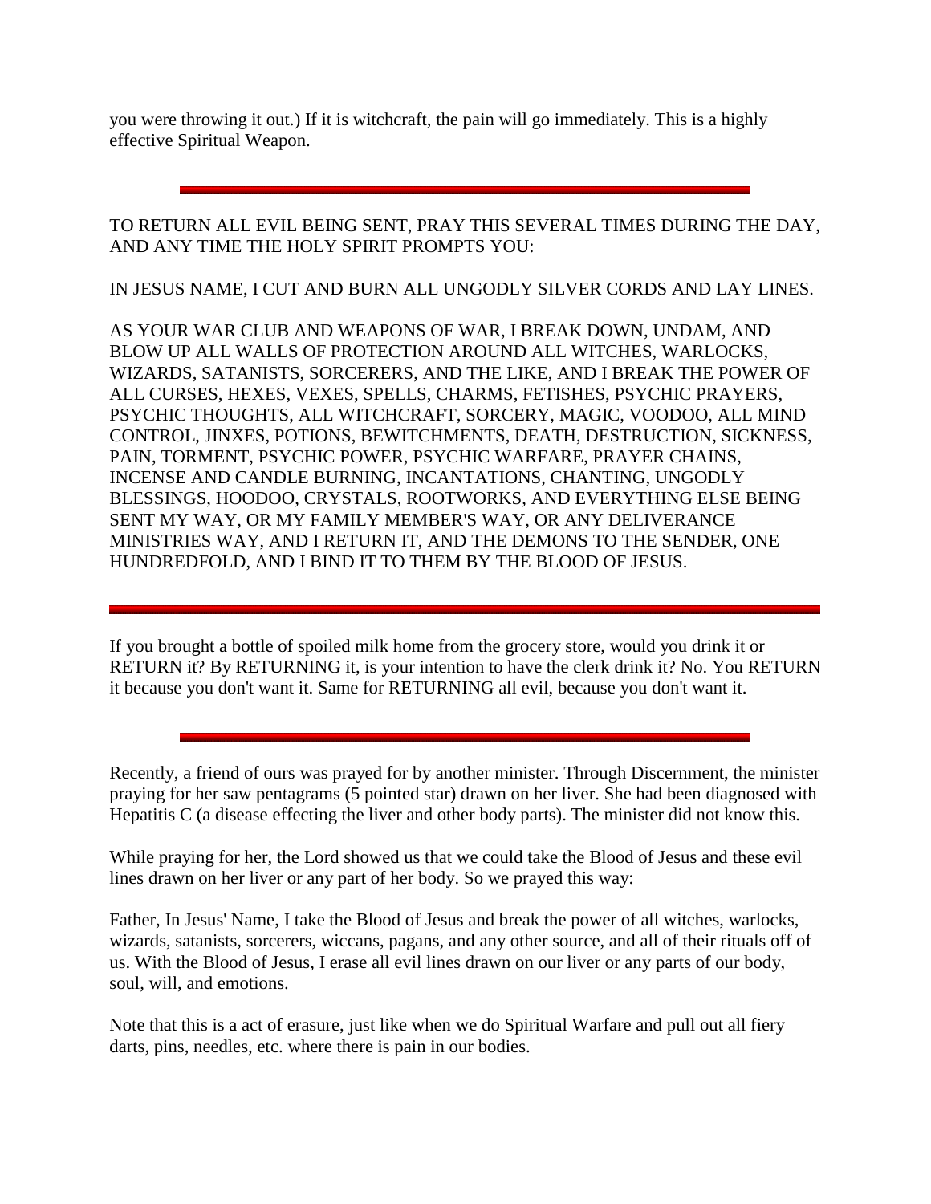you were throwing it out.) If it is witchcraft, the pain will go immediately. This is a highly effective Spiritual Weapon.

---

TO RETURN ALL EVIL BEING SENT, PRAY THIS SEVERAL TIMES DURING THE DAY, AND ANY TIME THE HOLY SPIRIT PROMPTS YOU:

IN JESUS NAME, I CUT AND BURN ALL UNGODLY SILVER CORDS AND LAY LINES.

AS YOUR WAR CLUB AND WEAPONS OF WAR, I BREAK DOWN, UNDAM, AND BLOW UP ALL WALLS OF PROTECTION AROUND ALL WITCHES, WARLOCKS, WIZARDS, SATANISTS, SORCERERS, AND THE LIKE, AND I BREAK THE POWER OF ALL CURSES, HEXES, VEXES, SPELLS, CHARMS, FETISHES, PSYCHIC PRAYERS, PSYCHIC THOUGHTS, ALL WITCHCRAFT, SORCERY, MAGIC, VOODOO, ALL MIND CONTROL, JINXES, POTIONS, BEWITCHMENTS, DEATH, DESTRUCTION, SICKNESS, PAIN, TORMENT, PSYCHIC POWER, PSYCHIC WARFARE, PRAYER CHAINS, INCENSE AND CANDLE BURNING, INCANTATIONS, CHANTING, UNGODLY BLESSINGS, HOODOO, CRYSTALS, ROOTWORKS, AND EVERYTHING ELSE BEING SENT MY WAY, OR MY FAMILY MEMBER'S WAY, OR ANY DELIVERANCE MINISTRIES WAY, AND I RETURN IT, AND THE DEMONS TO THE SENDER, ONE HUNDREDFOLD, AND I BIND IT TO THEM BY THE BLOOD OF JESUS.

---

If you brought a bottle of spoiled milk home from the grocery store, would you drink it or RETURN it? By RETURNING it, is your intention to have the clerk drink it? No. You RETURN it because you don't want it. Same for RETURNING all evil, because you don't want it.

---

Recently, a friend of ours was prayed for by another minister. Through Discernment, the minister praying for her saw pentagrams (5 pointed star) drawn on her liver. She had been diagnosed with Hepatitis C (a disease effecting the liver and other body parts). The minister did not know this.

While praying for her, the Lord showed us that we could take the Blood of Jesus and these evil lines drawn on her liver or any part of her body. So we prayed this way:

Father, In Jesus' Name, I take the Blood of Jesus and break the power of all witches, warlocks, wizards, satanists, sorcerers, wiccans, pagans, and any other source, and all of their rituals off of us. With the Blood of Jesus, I erase all evil lines drawn on our liver or any parts of our body, soul, will, and emotions.

Note that this is a act of erasure, just like when we do Spiritual Warfare and pull out all fiery darts, pins, needles, etc. where there is pain in our bodies.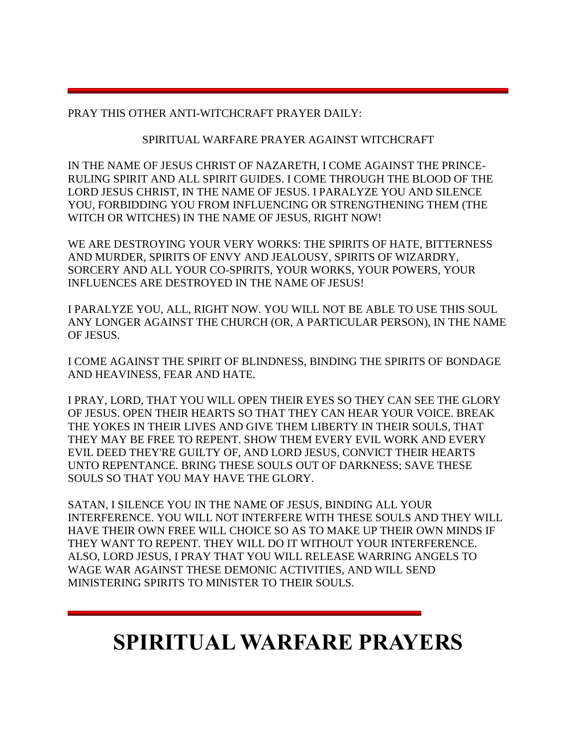---

PRAY THIS OTHER ANTI-WITCHCRAFT PRAYER DAILY:

SPIRITUAL WARFARE PRAYER AGAINST WITCHCRAFT

IN THE NAME OF JESUS CHRIST OF NAZARETH, I COME AGAINST THE PRINCE-RULING SPIRIT AND ALL SPIRIT GUIDES. I COME THROUGH THE BLOOD OF THE LORD JESUS CHRIST, IN THE NAME OF JESUS. I PARALYZE YOU AND SILENCE YOU, FORBIDDING YOU FROM INFLUENCING OR STRENGTHENING THEM (THE WITCH OR WITCHES) IN THE NAME OF JESUS, RIGHT NOW!

WE ARE DESTROYING YOUR VERY WORKS: THE SPIRITS OF HATE, BITTERNESS AND MURDER, SPIRITS OF ENVY AND JEALOUSY, SPIRITS OF WIZARDRY, SORCERY AND ALL YOUR CO-SPIRITS, YOUR WORKS, YOUR POWERS, YOUR INFLUENCES ARE DESTROYED IN THE NAME OF JESUS!

I PARALYZE YOU, ALL, RIGHT NOW. YOU WILL NOT BE ABLE TO USE THIS SOUL ANY LONGER AGAINST THE CHURCH (OR, A PARTICULAR PERSON), IN THE NAME OF JESUS.

I COME AGAINST THE SPIRIT OF BLINDNESS, BINDING THE SPIRITS OF BONDAGE AND HEAVINESS, FEAR AND HATE.

I PRAY, LORD, THAT YOU WILL OPEN THEIR EYES SO THEY CAN SEE THE GLORY OF JESUS. OPEN THEIR HEARTS SO THAT THEY CAN HEAR YOUR VOICE. BREAK THE YOKES IN THEIR LIVES AND GIVE THEM LIBERTY IN THEIR SOULS, THAT THEY MAY BE FREE TO REPENT. SHOW THEM EVERY EVIL WORK AND EVERY EVIL DEED THEY'RE GUILTY OF, AND LORD JESUS, CONVICT THEIR HEARTS UNTO REPENTANCE. BRING THESE SOULS OUT OF DARKNESS; SAVE THESE SOULS SO THAT YOU MAY HAVE THE GLORY.

SATAN, I SILENCE YOU IN THE NAME OF JESUS, BINDING ALL YOUR INTERFERENCE. YOU WILL NOT INTERFERE WITH THESE SOULS AND THEY WILL HAVE THEIR OWN FREE WILL CHOICE SO AS TO MAKE UP THEIR OWN MINDS IF THEY WANT TO REPENT. THEY WILL DO IT WITHOUT YOUR INTERFERENCE. ALSO, LORD JESUS, I PRAY THAT YOU WILL RELEASE WARRING ANGELS TO WAGE WAR AGAINST THESE DEMONIC ACTIVITIES, AND WILL SEND MINISTERING SPIRITS TO MINISTER TO THEIR SOULS.

---

# SPIRITUAL WARFARE PRAYERS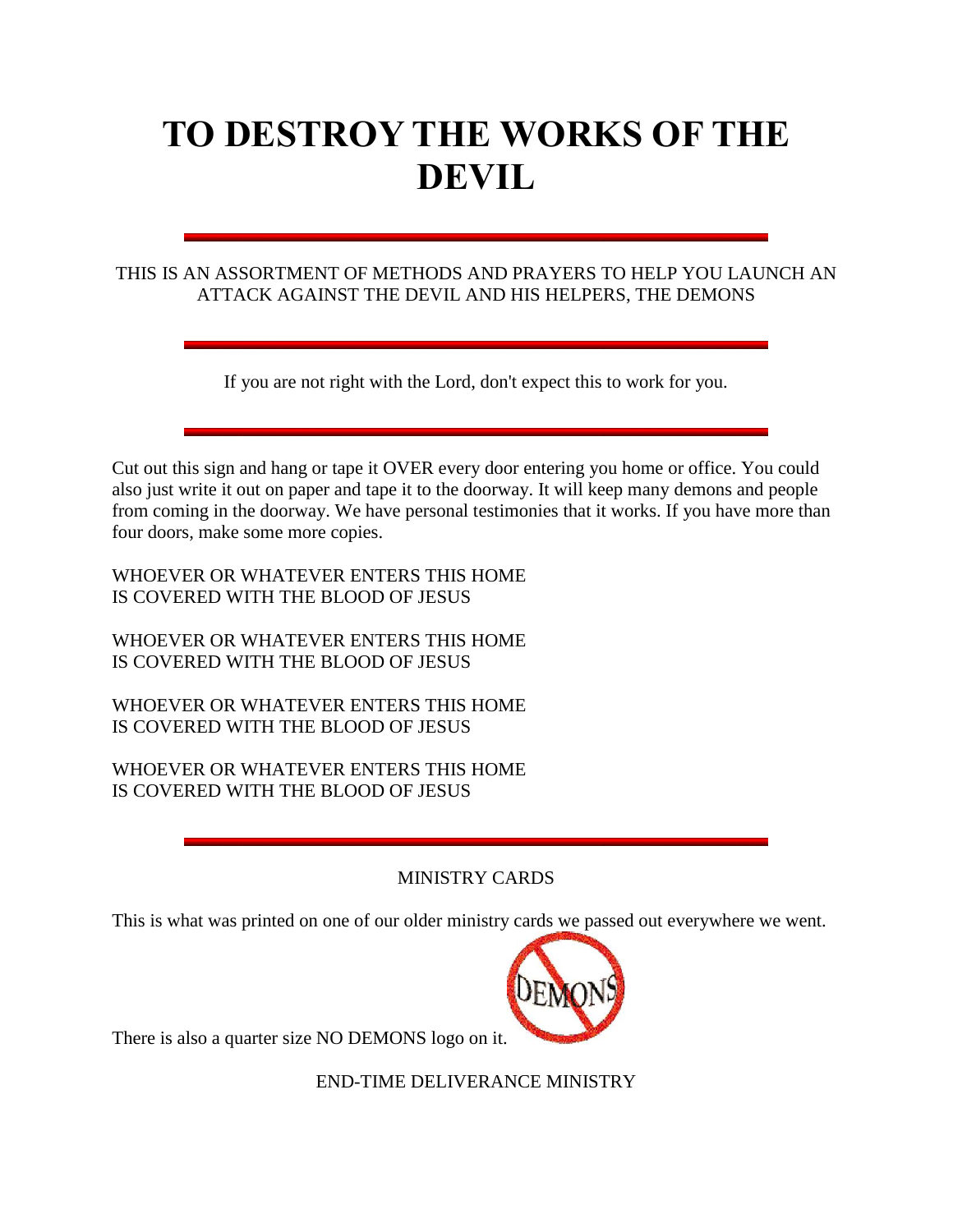# TO DESTROY THE WORKS OF THE DEVIL

---

THIS IS AN ASSORTMENT OF METHODS AND PRAYERS TO HELP YOU LAUNCH AN ATTACK AGAINST THE DEVIL AND HIS HELPERS, THE DEMONS

---

If you are not right with the Lord, don't expect this to work for you.

---

Cut out this sign and hang or tape it OVER every door entering you home or office. You could also just write it out on paper and tape it to the doorway. It will keep many demons and people from coming in the doorway. We have personal testimonies that it works. If you have more than four doors, make some more copies.

WHOEVER OR WHATEVER ENTERS THIS HOME
IS COVERED WITH THE BLOOD OF JESUS

WHOEVER OR WHATEVER ENTERS THIS HOME
IS COVERED WITH THE BLOOD OF JESUS

WHOEVER OR WHATEVER ENTERS THIS HOME
IS COVERED WITH THE BLOOD OF JESUS

WHOEVER OR WHATEVER ENTERS THIS HOME
IS COVERED WITH THE BLOOD OF JESUS

---

MINISTRY CARDS

This is what was printed on one of our older ministry cards we passed out everywhere we went.

There is also a quarter size NO DEMONS logo on it.

END-TIME DELIVERANCE MINISTRY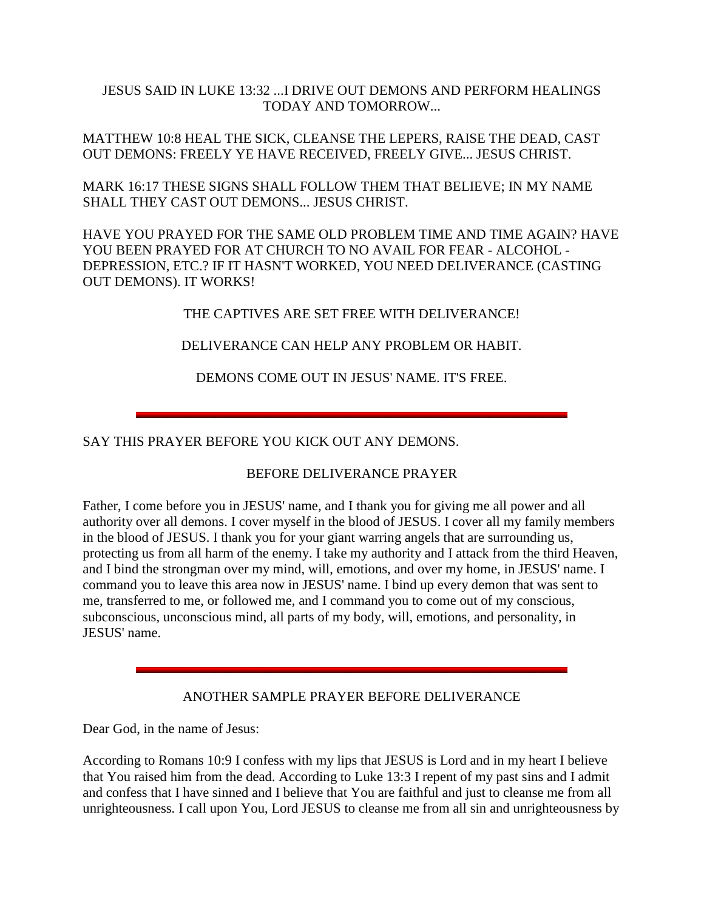JESUS SAID IN LUKE 13:32 ...I DRIVE OUT DEMONS AND PERFORM HEALINGS TODAY AND TOMORROW...

MATTHEW 10:8 HEAL THE SICK, CLEANSE THE LEPERS, RAISE THE DEAD, CAST OUT DEMONS: FREELY YE HAVE RECEIVED, FREELY GIVE... JESUS CHRIST.

MARK 16:17 THESE SIGNS SHALL FOLLOW THEM THAT BELIEVE; IN MY NAME SHALL THEY CAST OUT DEMONS... JESUS CHRIST.

HAVE YOU PRAYED FOR THE SAME OLD PROBLEM TIME AND TIME AGAIN? HAVE YOU BEEN PRAYED FOR AT CHURCH TO NO AVAIL FOR FEAR - ALCOHOL - DEPRESSION, ETC.? IF IT HASN'T WORKED, YOU NEED DELIVERANCE (CASTING OUT DEMONS). IT WORKS!

THE CAPTIVES ARE SET FREE WITH DELIVERANCE!

DELIVERANCE CAN HELP ANY PROBLEM OR HABIT.

DEMONS COME OUT IN JESUS' NAME. IT'S FREE.

---

SAY THIS PRAYER BEFORE YOU KICK OUT ANY DEMONS.

## BEFORE DELIVERANCE PRAYER

Father, I come before you in JESUS' name, and I thank you for giving me all power and all authority over all demons. I cover myself in the blood of JESUS. I cover all my family members in the blood of JESUS. I thank you for your giant warring angels that are surrounding us, protecting us from all harm of the enemy. I take my authority and I attack from the third Heaven, and I bind the strongman over my mind, will, emotions, and over my home, in JESUS' name. I command you to leave this area now in JESUS' name. I bind up every demon that was sent to me, transferred to me, or followed me, and I command you to come out of my conscious, subconscious, unconscious mind, all parts of my body, will, emotions, and personality, in JESUS' name.

---

## ANOTHER SAMPLE PRAYER BEFORE DELIVERANCE

Dear God, in the name of Jesus:

According to Romans 10:9 I confess with my lips that JESUS is Lord and in my heart I believe that You raised him from the dead. According to Luke 13:3 I repent of my past sins and I admit and confess that I have sinned and I believe that You are faithful and just to cleanse me from all unrighteousness. I call upon You, Lord JESUS to cleanse me from all sin and unrighteousness by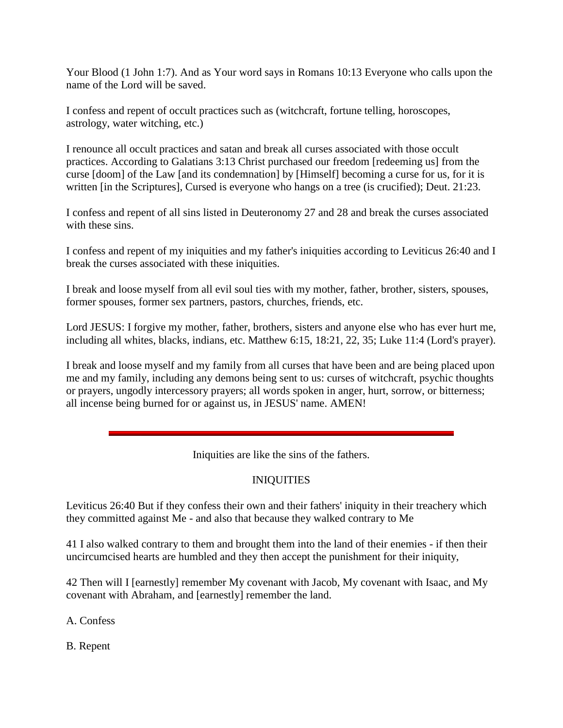Your Blood (1 John 1:7). And as Your word says in Romans 10:13 Everyone who calls upon the name of the Lord will be saved.

I confess and repent of occult practices such as (witchcraft, fortune telling, horoscopes, astrology, water witching, etc.)

I renounce all occult practices and satan and break all curses associated with those occult practices. According to Galatians 3:13 Christ purchased our freedom [redeeming us] from the curse [doom] of the Law [and its condemnation] by [Himself] becoming a curse for us, for it is written [in the Scriptures], Cursed is everyone who hangs on a tree (is crucified); Deut. 21:23.

I confess and repent of all sins listed in Deuteronomy 27 and 28 and break the curses associated with these sins.

I confess and repent of my iniquities and my father's iniquities according to Leviticus 26:40 and I break the curses associated with these iniquities.

I break and loose myself from all evil soul ties with my mother, father, brother, sisters, spouses, former spouses, former sex partners, pastors, churches, friends, etc.

Lord JESUS: I forgive my mother, father, brothers, sisters and anyone else who has ever hurt me, including all whites, blacks, indians, etc. Matthew 6:15, 18:21, 22, 35; Luke 11:4 (Lord's prayer).

I break and loose myself and my family from all curses that have been and are being placed upon me and my family, including any demons being sent to us: curses of witchcraft, psychic thoughts or prayers, ungodly intercessory prayers; all words spoken in anger, hurt, sorrow, or bitterness; all incense being burned for or against us, in JESUS' name. AMEN!

---

Iniquities are like the sins of the fathers.

INIQUITIES

Leviticus 26:40 But if they confess their own and their fathers' iniquity in their treachery which they committed against Me - and also that because they walked contrary to Me

41 I also walked contrary to them and brought them into the land of their enemies - if then their uncircumcised hearts are humbled and they then accept the punishment for their iniquity,

42 Then will I [earnestly] remember My covenant with Jacob, My covenant with Isaac, and My covenant with Abraham, and [earnestly] remember the land.

A. Confess

B. Repent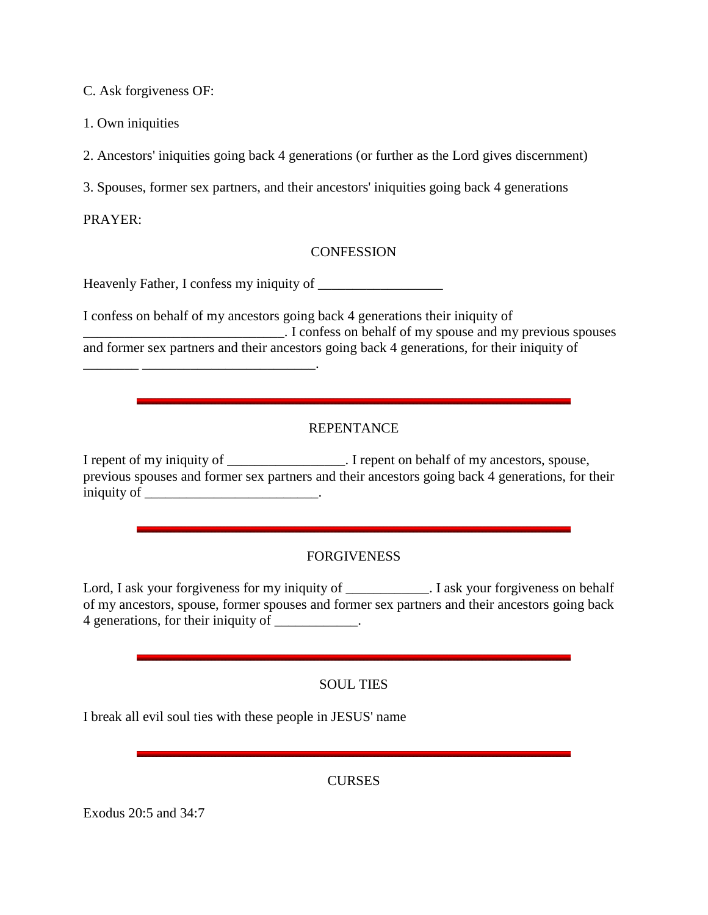C. Ask forgiveness OF:

1. Own iniquities

2. Ancestors' iniquities going back 4 generations (or further as the Lord gives discernment)

3. Spouses, former sex partners, and their ancestors' iniquities going back 4 generations

PRAYER:

CONFESSION

Heavenly Father, I confess my iniquity of __________________

I confess on behalf of my ancestors going back 4 generations their iniquity of _____________________________. I confess on behalf of my spouse and my previous spouses and former sex partners and their ancestors going back 4 generations, for their iniquity of ________ _________________________.

---

REPENTANCE

I repent of my iniquity of _________________. I repent on behalf of my ancestors, spouse, previous spouses and former sex partners and their ancestors going back 4 generations, for their iniquity of _________________________.

---

FORGIVENESS

Lord, I ask your forgiveness for my iniquity of ____________. I ask your forgiveness on behalf of my ancestors, spouse, former spouses and former sex partners and their ancestors going back 4 generations, for their iniquity of ____________.

---

SOUL TIES

I break all evil soul ties with these people in JESUS' name

---

CURSES

Exodus 20:5 and 34:7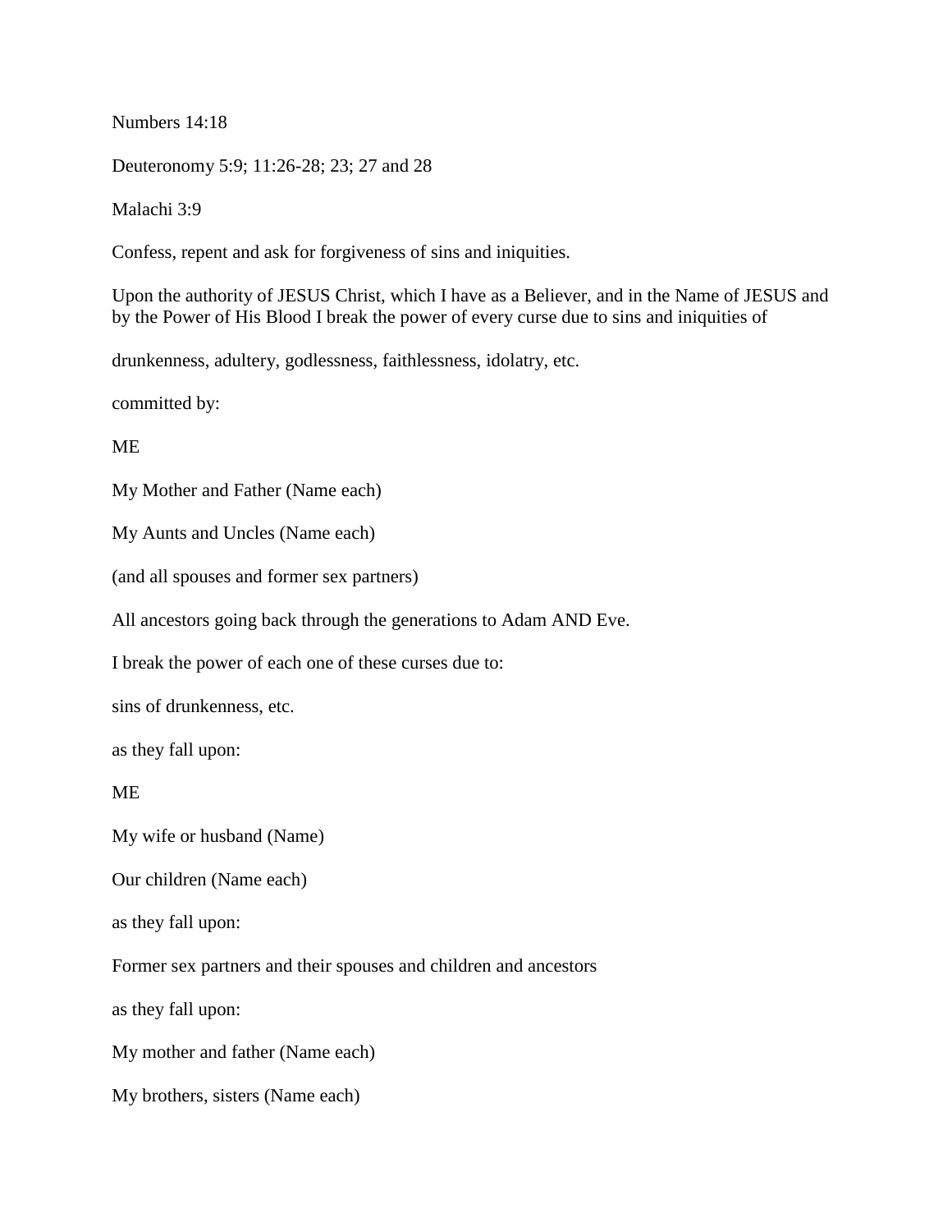Numbers 14:18

Deuteronomy 5:9; 11:26-28; 23; 27 and 28

Malachi 3:9

Confess, repent and ask for forgiveness of sins and iniquities.

Upon the authority of JESUS Christ, which I have as a Believer, and in the Name of JESUS and by the Power of His Blood I break the power of every curse due to sins and iniquities of

drunkenness, adultery, godlessness, faithlessness, idolatry, etc.

committed by:

ME

My Mother and Father (Name each)

My Aunts and Uncles (Name each)

(and all spouses and former sex partners)

All ancestors going back through the generations to Adam AND Eve.

I break the power of each one of these curses due to:

sins of drunkenness, etc.

as they fall upon:

ME

My wife or husband (Name)

Our children (Name each)

as they fall upon:

Former sex partners and their spouses and children and ancestors

as they fall upon:

My mother and father (Name each)

My brothers, sisters (Name each)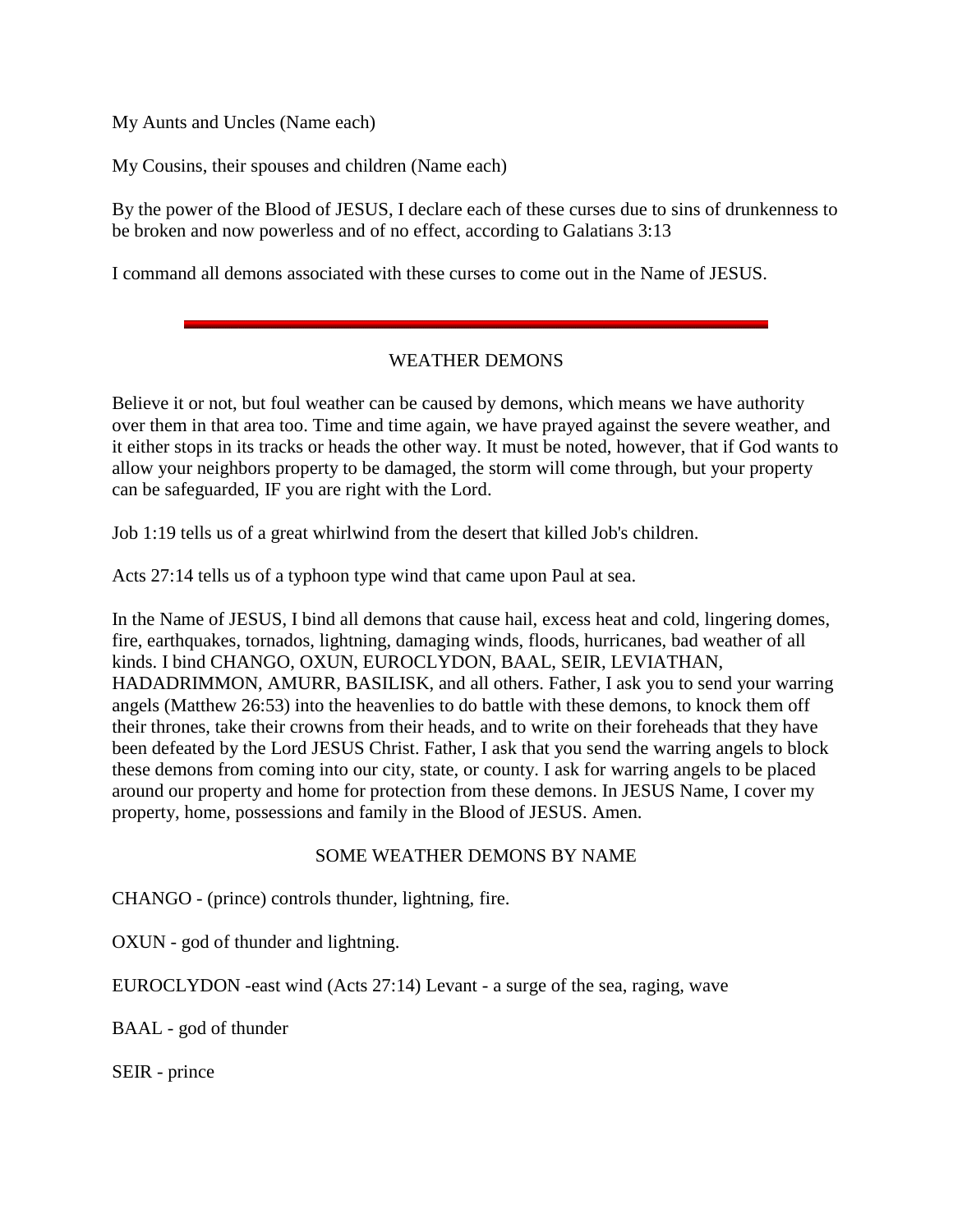My Aunts and Uncles (Name each)

My Cousins, their spouses and children (Name each)

By the power of the Blood of JESUS, I declare each of these curses due to sins of drunkenness to be broken and now powerless and of no effect, according to Galatians 3:13

I command all demons associated with these curses to come out in the Name of JESUS.

---

## WEATHER DEMONS

Believe it or not, but foul weather can be caused by demons, which means we have authority over them in that area too. Time and time again, we have prayed against the severe weather, and it either stops in its tracks or heads the other way. It must be noted, however, that if God wants to allow your neighbors property to be damaged, the storm will come through, but your property can be safeguarded, IF you are right with the Lord.

Job 1:19 tells us of a great whirlwind from the desert that killed Job's children.

Acts 27:14 tells us of a typhoon type wind that came upon Paul at sea.

In the Name of JESUS, I bind all demons that cause hail, excess heat and cold, lingering domes, fire, earthquakes, tornados, lightning, damaging winds, floods, hurricanes, bad weather of all kinds. I bind CHANGO, OXUN, EUROCLYDON, BAAL, SEIR, LEVIATHAN, HADADRIMMON, AMURR, BASILISK, and all others. Father, I ask you to send your warring angels (Matthew 26:53) into the heavenlies to do battle with these demons, to knock them off their thrones, take their crowns from their heads, and to write on their foreheads that they have been defeated by the Lord JESUS Christ. Father, I ask that you send the warring angels to block these demons from coming into our city, state, or county. I ask for warring angels to be placed around our property and home for protection from these demons. In JESUS Name, I cover my property, home, possessions and family in the Blood of JESUS. Amen.

### SOME WEATHER DEMONS BY NAME

CHANGO - (prince) controls thunder, lightning, fire.

OXUN - god of thunder and lightning.

EUROCLYDON -east wind (Acts 27:14) Levant - a surge of the sea, raging, wave

BAAL - god of thunder

SEIR - prince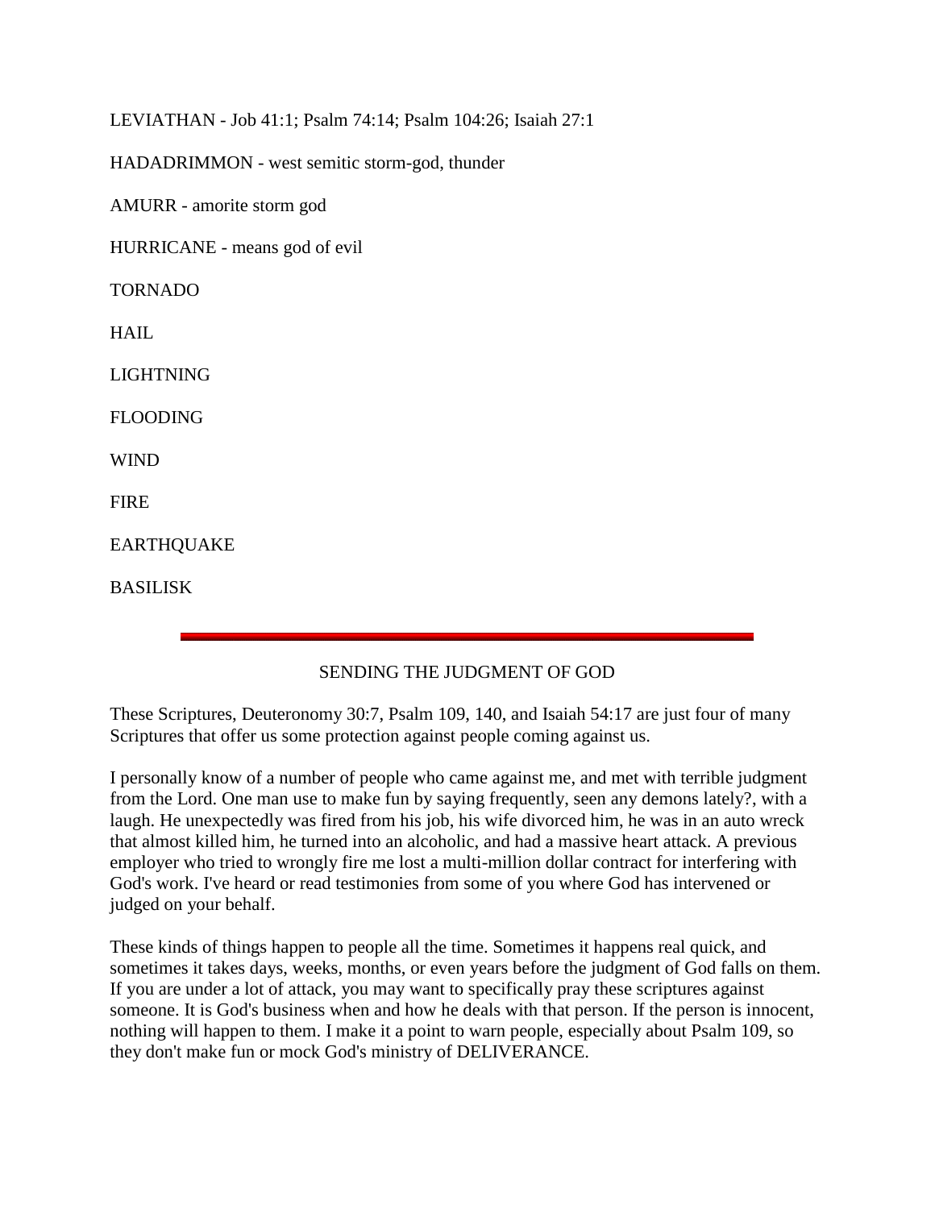LEVIATHAN - Job 41:1; Psalm 74:14; Psalm 104:26; Isaiah 27:1

HADADRIMMON - west semitic storm-god, thunder

AMURR - amorite storm god

HURRICANE - means god of evil

TORNADO

HAIL

LIGHTNING

FLOODING

WIND

FIRE

EARTHQUAKE

BASILISK

---

## SENDING THE JUDGMENT OF GOD

These Scriptures, Deuteronomy 30:7, Psalm 109, 140, and Isaiah 54:17 are just four of many Scriptures that offer us some protection against people coming against us.

I personally know of a number of people who came against me, and met with terrible judgment from the Lord. One man use to make fun by saying frequently, seen any demons lately?, with a laugh. He unexpectedly was fired from his job, his wife divorced him, he was in an auto wreck that almost killed him, he turned into an alcoholic, and had a massive heart attack. A previous employer who tried to wrongly fire me lost a multi-million dollar contract for interfering with God's work. I've heard or read testimonies from some of you where God has intervened or judged on your behalf.

These kinds of things happen to people all the time. Sometimes it happens real quick, and sometimes it takes days, weeks, months, or even years before the judgment of God falls on them. If you are under a lot of attack, you may want to specifically pray these scriptures against someone. It is God's business when and how he deals with that person. If the person is innocent, nothing will happen to them. I make it a point to warn people, especially about Psalm 109, so they don't make fun or mock God's ministry of DELIVERANCE.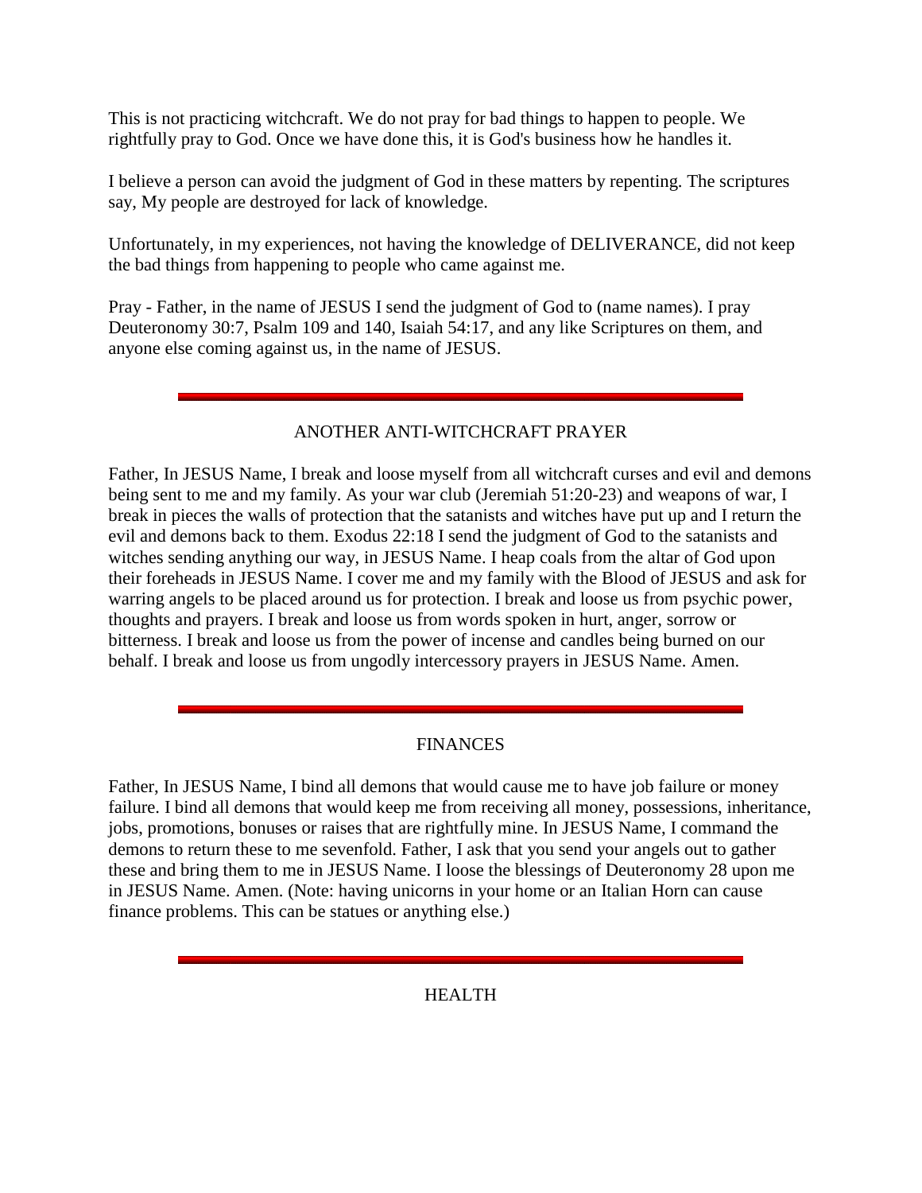This is not practicing witchcraft. We do not pray for bad things to happen to people. We rightfully pray to God. Once we have done this, it is God's business how he handles it.

I believe a person can avoid the judgment of God in these matters by repenting. The scriptures say, My people are destroyed for lack of knowledge.

Unfortunately, in my experiences, not having the knowledge of DELIVERANCE, did not keep the bad things from happening to people who came against me.

Pray - Father, in the name of JESUS I send the judgment of God to (name names). I pray Deuteronomy 30:7, Psalm 109 and 140, Isaiah 54:17, and any like Scriptures on them, and anyone else coming against us, in the name of JESUS.

---

## ANOTHER ANTI-WITCHCRAFT PRAYER

Father, In JESUS Name, I break and loose myself from all witchcraft curses and evil and demons being sent to me and my family. As your war club (Jeremiah 51:20-23) and weapons of war, I break in pieces the walls of protection that the satanists and witches have put up and I return the evil and demons back to them. Exodus 22:18 I send the judgment of God to the satanists and witches sending anything our way, in JESUS Name. I heap coals from the altar of God upon their foreheads in JESUS Name. I cover me and my family with the Blood of JESUS and ask for warring angels to be placed around us for protection. I break and loose us from psychic power, thoughts and prayers. I break and loose us from words spoken in hurt, anger, sorrow or bitterness. I break and loose us from the power of incense and candles being burned on our behalf. I break and loose us from ungodly intercessory prayers in JESUS Name. Amen.

---

## FINANCES

Father, In JESUS Name, I bind all demons that would cause me to have job failure or money failure. I bind all demons that would keep me from receiving all money, possessions, inheritance, jobs, promotions, bonuses or raises that are rightfully mine. In JESUS Name, I command the demons to return these to me sevenfold. Father, I ask that you send your angels out to gather these and bring them to me in JESUS Name. I loose the blessings of Deuteronomy 28 upon me in JESUS Name. Amen. (Note: having unicorns in your home or an Italian Horn can cause finance problems. This can be statues or anything else.)

---

## HEALTH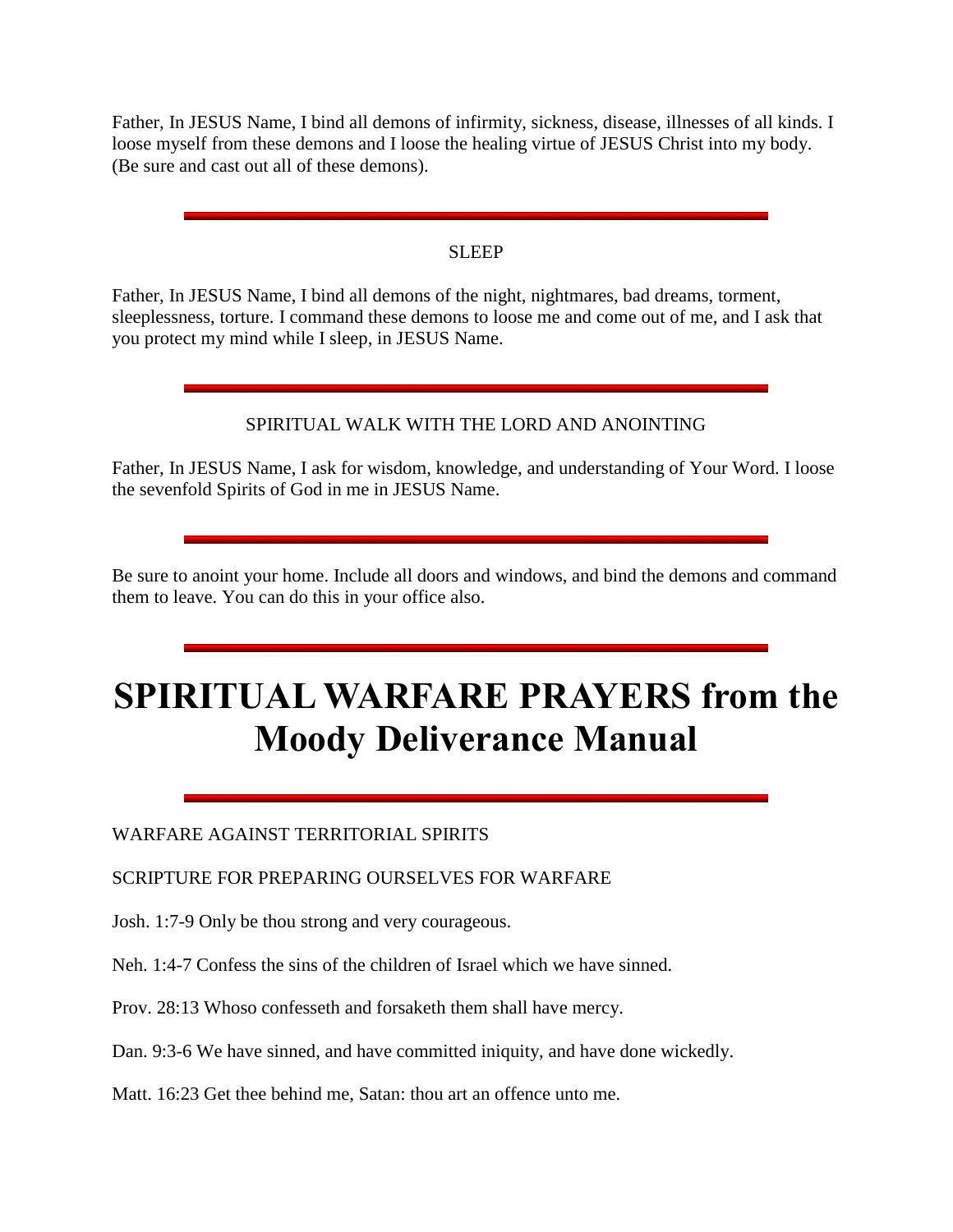Father, In JESUS Name, I bind all demons of infirmity, sickness, disease, illnesses of all kinds. I loose myself from these demons and I loose the healing virtue of JESUS Christ into my body. (Be sure and cast out all of these demons).

---

SLEEP

Father, In JESUS Name, I bind all demons of the night, nightmares, bad dreams, torment, sleeplessness, torture. I command these demons to loose me and come out of me, and I ask that you protect my mind while I sleep, in JESUS Name.

---

SPIRITUAL WALK WITH THE LORD AND ANOINTING

Father, In JESUS Name, I ask for wisdom, knowledge, and understanding of Your Word. I loose the sevenfold Spirits of God in me in JESUS Name.

---

Be sure to anoint your home. Include all doors and windows, and bind the demons and command them to leave. You can do this in your office also.

---

# SPIRITUAL WARFARE PRAYERS from the Moody Deliverance Manual

---

WARFARE AGAINST TERRITORIAL SPIRITS

SCRIPTURE FOR PREPARING OURSELVES FOR WARFARE

Josh. 1:7-9 Only be thou strong and very courageous.

Neh. 1:4-7 Confess the sins of the children of Israel which we have sinned.

Prov. 28:13 Whoso confesseth and forsaketh them shall have mercy.

Dan. 9:3-6 We have sinned, and have committed iniquity, and have done wickedly.

Matt. 16:23 Get thee behind me, Satan: thou art an offence unto me.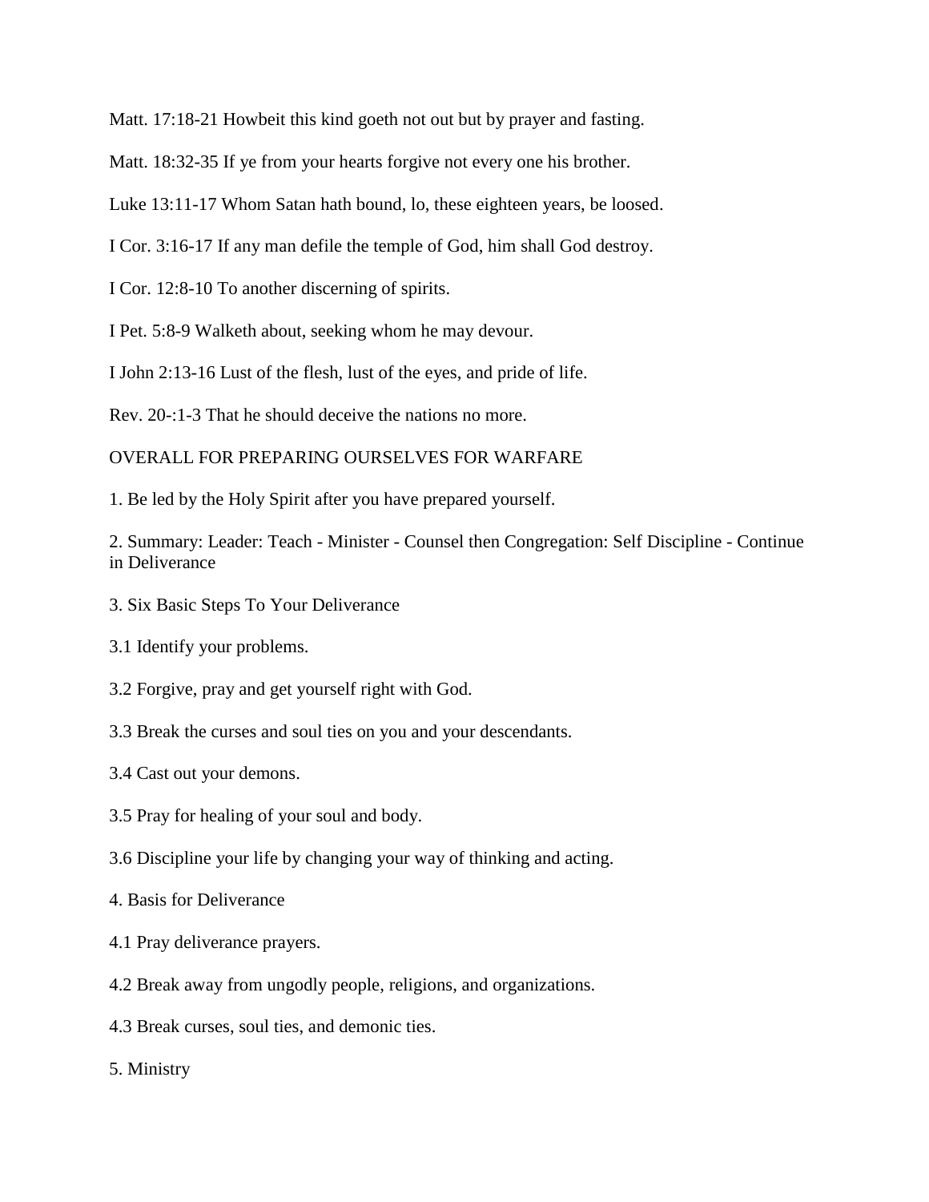Matt. 17:18-21 Howbeit this kind goeth not out but by prayer and fasting.

Matt. 18:32-35 If ye from your hearts forgive not every one his brother.

Luke 13:11-17 Whom Satan hath bound, lo, these eighteen years, be loosed.

I Cor. 3:16-17 If any man defile the temple of God, him shall God destroy.

I Cor. 12:8-10 To another discerning of spirits.

I Pet. 5:8-9 Walketh about, seeking whom he may devour.

I John 2:13-16 Lust of the flesh, lust of the eyes, and pride of life.

Rev. 20-:1-3 That he should deceive the nations no more.

OVERALL FOR PREPARING OURSELVES FOR WARFARE

1. Be led by the Holy Spirit after you have prepared yourself.

2. Summary: Leader: Teach - Minister - Counsel then Congregation: Self Discipline - Continue in Deliverance

3. Six Basic Steps To Your Deliverance

3.1 Identify your problems.

3.2 Forgive, pray and get yourself right with God.

3.3 Break the curses and soul ties on you and your descendants.

3.4 Cast out your demons.

3.5 Pray for healing of your soul and body.

3.6 Discipline your life by changing your way of thinking and acting.

4. Basis for Deliverance

4.1 Pray deliverance prayers.

4.2 Break away from ungodly people, religions, and organizations.

4.3 Break curses, soul ties, and demonic ties.

5. Ministry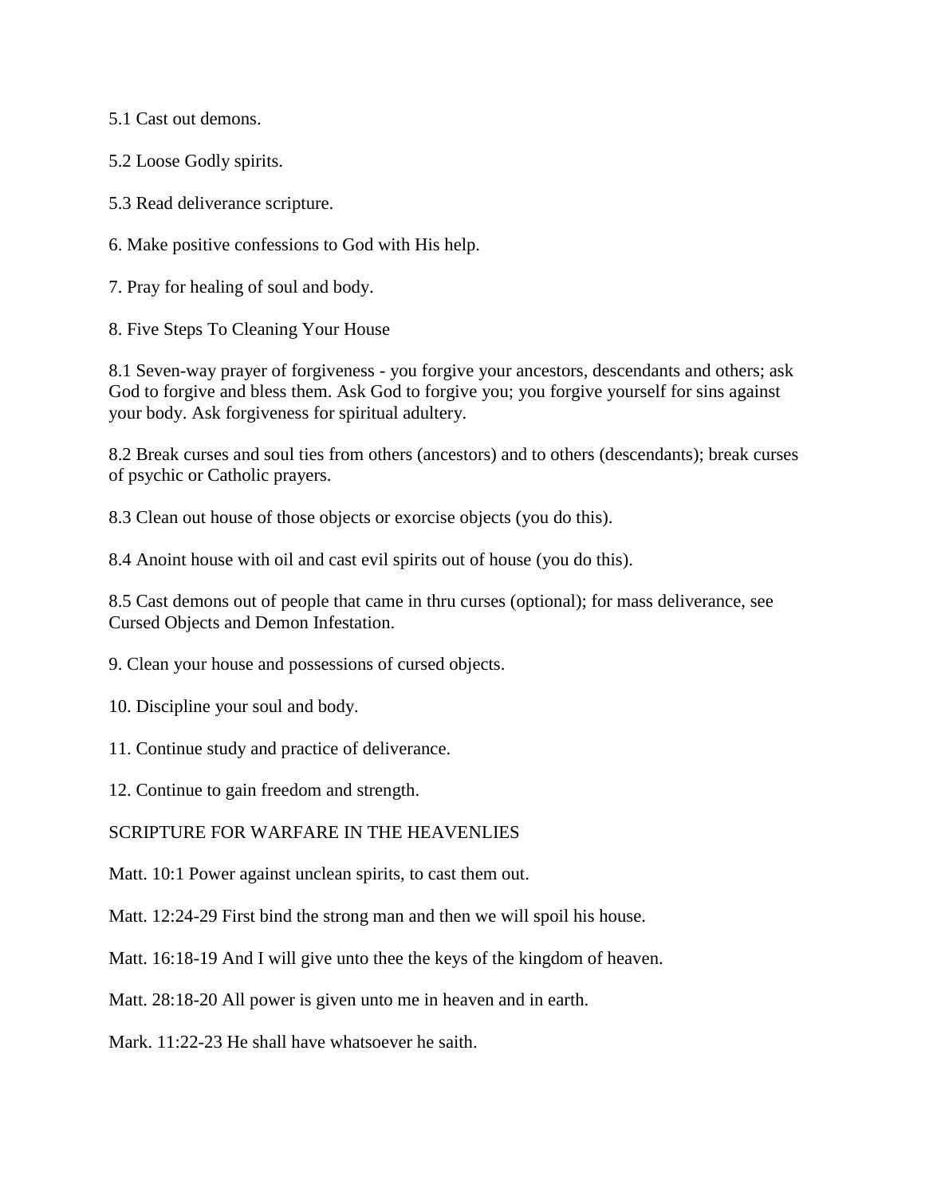5.1 Cast out demons.

5.2 Loose Godly spirits.

5.3 Read deliverance scripture.

6. Make positive confessions to God with His help.

7. Pray for healing of soul and body.

8. Five Steps To Cleaning Your House

8.1 Seven-way prayer of forgiveness - you forgive your ancestors, descendants and others; ask God to forgive and bless them. Ask God to forgive you; you forgive yourself for sins against your body. Ask forgiveness for spiritual adultery.

8.2 Break curses and soul ties from others (ancestors) and to others (descendants); break curses of psychic or Catholic prayers.

8.3 Clean out house of those objects or exorcise objects (you do this).

8.4 Anoint house with oil and cast evil spirits out of house (you do this).

8.5 Cast demons out of people that came in thru curses (optional); for mass deliverance, see Cursed Objects and Demon Infestation.

9. Clean your house and possessions of cursed objects.

10. Discipline your soul and body.

11. Continue study and practice of deliverance.

12. Continue to gain freedom and strength.

SCRIPTURE FOR WARFARE IN THE HEAVENLIES

Matt. 10:1 Power against unclean spirits, to cast them out.

Matt. 12:24-29 First bind the strong man and then we will spoil his house.

Matt. 16:18-19 And I will give unto thee the keys of the kingdom of heaven.

Matt. 28:18-20 All power is given unto me in heaven and in earth.

Mark. 11:22-23 He shall have whatsoever he saith.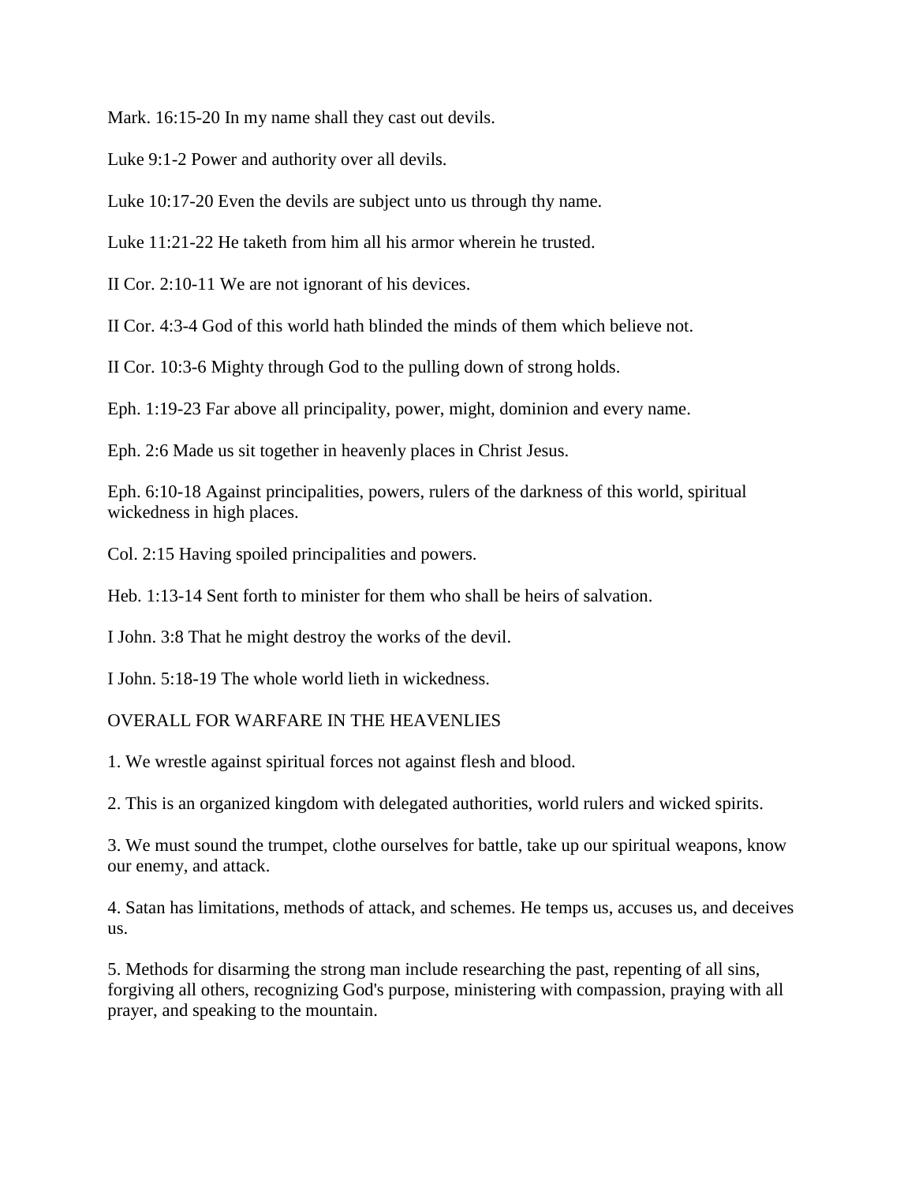Mark. 16:15-20 In my name shall they cast out devils.

Luke 9:1-2 Power and authority over all devils.

Luke 10:17-20 Even the devils are subject unto us through thy name.

Luke 11:21-22 He taketh from him all his armor wherein he trusted.

II Cor. 2:10-11 We are not ignorant of his devices.

II Cor. 4:3-4 God of this world hath blinded the minds of them which believe not.

II Cor. 10:3-6 Mighty through God to the pulling down of strong holds.

Eph. 1:19-23 Far above all principality, power, might, dominion and every name.

Eph. 2:6 Made us sit together in heavenly places in Christ Jesus.

Eph. 6:10-18 Against principalities, powers, rulers of the darkness of this world, spiritual wickedness in high places.

Col. 2:15 Having spoiled principalities and powers.

Heb. 1:13-14 Sent forth to minister for them who shall be heirs of salvation.

I John. 3:8 That he might destroy the works of the devil.

I John. 5:18-19 The whole world lieth in wickedness.

OVERALL FOR WARFARE IN THE HEAVENLIES

1. We wrestle against spiritual forces not against flesh and blood.

2. This is an organized kingdom with delegated authorities, world rulers and wicked spirits.

3. We must sound the trumpet, clothe ourselves for battle, take up our spiritual weapons, know our enemy, and attack.

4. Satan has limitations, methods of attack, and schemes. He temps us, accuses us, and deceives us.

5. Methods for disarming the strong man include researching the past, repenting of all sins, forgiving all others, recognizing God's purpose, ministering with compassion, praying with all prayer, and speaking to the mountain.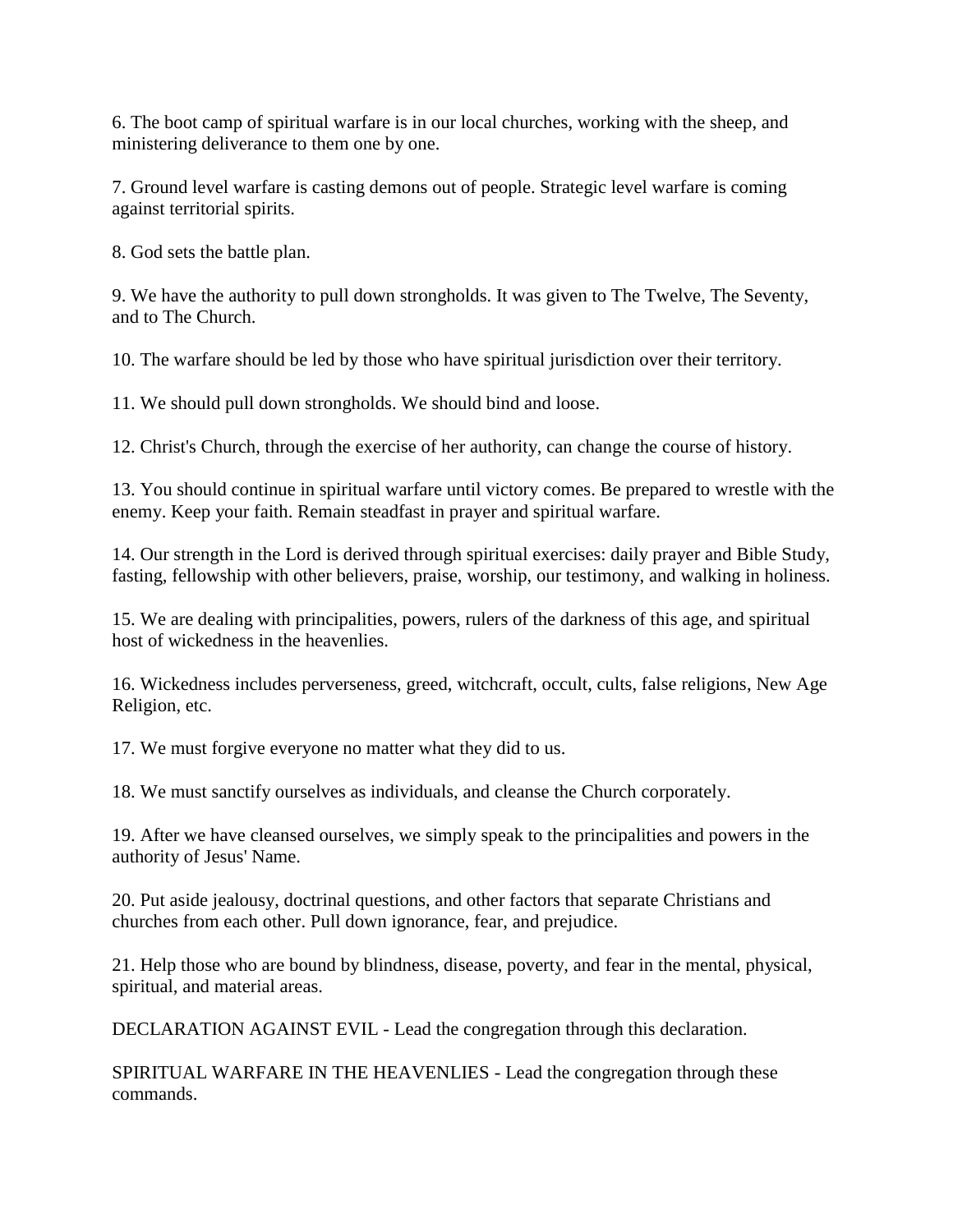6. The boot camp of spiritual warfare is in our local churches, working with the sheep, and ministering deliverance to them one by one.

7. Ground level warfare is casting demons out of people. Strategic level warfare is coming against territorial spirits.

8. God sets the battle plan.

9. We have the authority to pull down strongholds. It was given to The Twelve, The Seventy, and to The Church.

10. The warfare should be led by those who have spiritual jurisdiction over their territory.

11. We should pull down strongholds. We should bind and loose.

12. Christ's Church, through the exercise of her authority, can change the course of history.

13. You should continue in spiritual warfare until victory comes. Be prepared to wrestle with the enemy. Keep your faith. Remain steadfast in prayer and spiritual warfare.

14. Our strength in the Lord is derived through spiritual exercises: daily prayer and Bible Study, fasting, fellowship with other believers, praise, worship, our testimony, and walking in holiness.

15. We are dealing with principalities, powers, rulers of the darkness of this age, and spiritual host of wickedness in the heavenlies.

16. Wickedness includes perverseness, greed, witchcraft, occult, cults, false religions, New Age Religion, etc.

17. We must forgive everyone no matter what they did to us.

18. We must sanctify ourselves as individuals, and cleanse the Church corporately.

19. After we have cleansed ourselves, we simply speak to the principalities and powers in the authority of Jesus' Name.

20. Put aside jealousy, doctrinal questions, and other factors that separate Christians and churches from each other. Pull down ignorance, fear, and prejudice.

21. Help those who are bound by blindness, disease, poverty, and fear in the mental, physical, spiritual, and material areas.

DECLARATION AGAINST EVIL - Lead the congregation through this declaration.

SPIRITUAL WARFARE IN THE HEAVENLIES - Lead the congregation through these commands.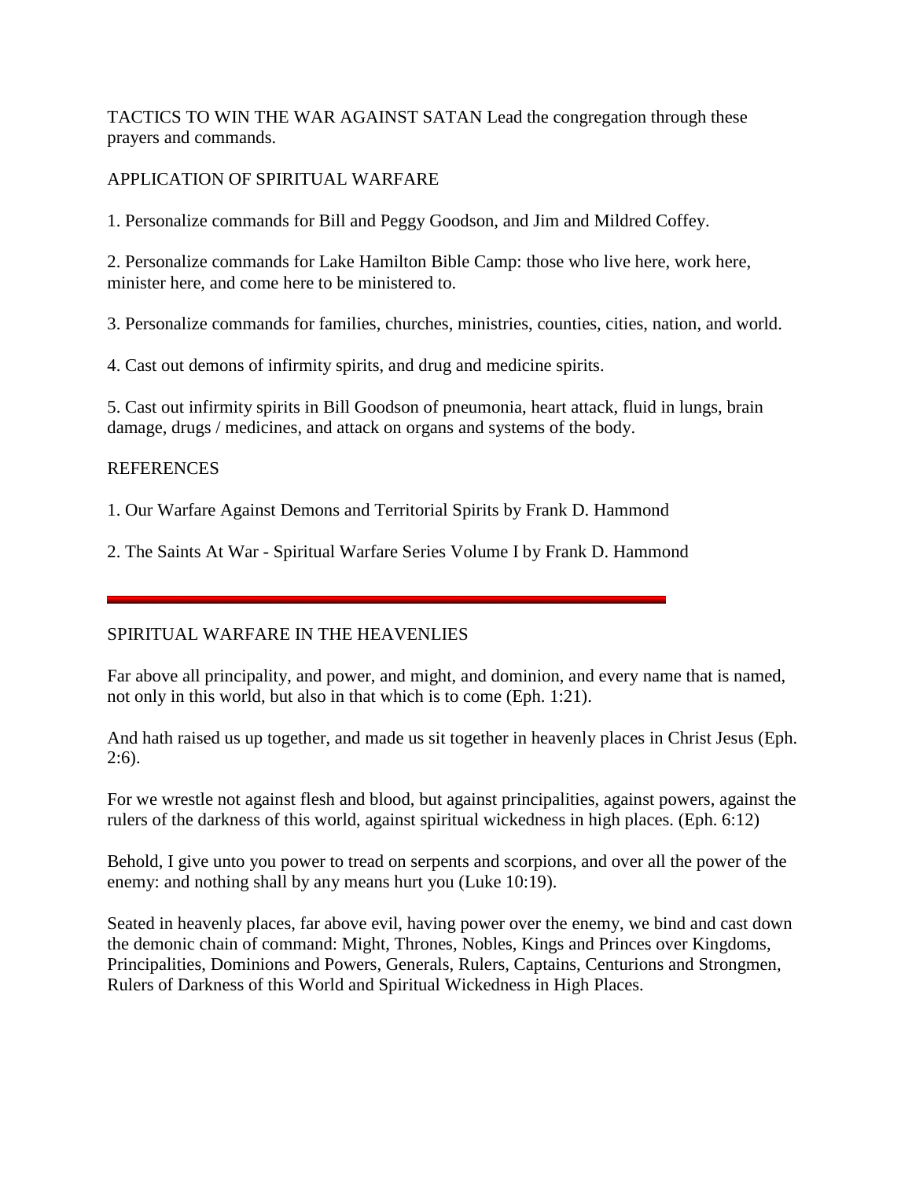TACTICS TO WIN THE WAR AGAINST SATAN Lead the congregation through these prayers and commands.

APPLICATION OF SPIRITUAL WARFARE

1. Personalize commands for Bill and Peggy Goodson, and Jim and Mildred Coffey.

2. Personalize commands for Lake Hamilton Bible Camp: those who live here, work here, minister here, and come here to be ministered to.

3. Personalize commands for families, churches, ministries, counties, cities, nation, and world.

4. Cast out demons of infirmity spirits, and drug and medicine spirits.

5. Cast out infirmity spirits in Bill Goodson of pneumonia, heart attack, fluid in lungs, brain damage, drugs / medicines, and attack on organs and systems of the body.

REFERENCES

1. Our Warfare Against Demons and Territorial Spirits by Frank D. Hammond

2. The Saints At War - Spiritual Warfare Series Volume I by Frank D. Hammond

---

SPIRITUAL WARFARE IN THE HEAVENLIES

Far above all principality, and power, and might, and dominion, and every name that is named, not only in this world, but also in that which is to come (Eph. 1:21).

And hath raised us up together, and made us sit together in heavenly places in Christ Jesus (Eph. 2:6).

For we wrestle not against flesh and blood, but against principalities, against powers, against the rulers of the darkness of this world, against spiritual wickedness in high places. (Eph. 6:12)

Behold, I give unto you power to tread on serpents and scorpions, and over all the power of the enemy: and nothing shall by any means hurt you (Luke 10:19).

Seated in heavenly places, far above evil, having power over the enemy, we bind and cast down the demonic chain of command: Might, Thrones, Nobles, Kings and Princes over Kingdoms, Principalities, Dominions and Powers, Generals, Rulers, Captains, Centurions and Strongmen, Rulers of Darkness of this World and Spiritual Wickedness in High Places.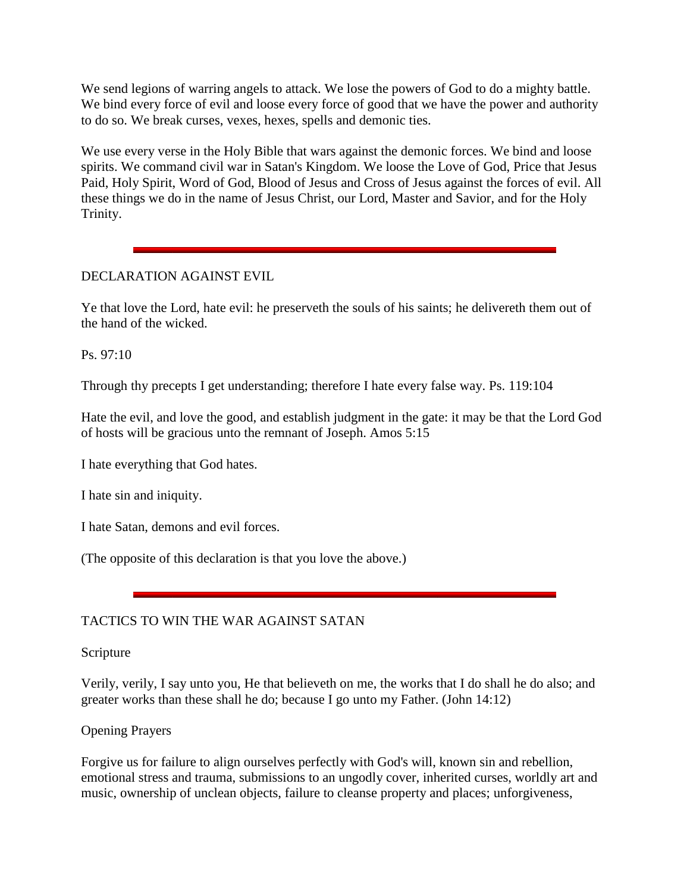We send legions of warring angels to attack. We lose the powers of God to do a mighty battle. We bind every force of evil and loose every force of good that we have the power and authority to do so. We break curses, vexes, hexes, spells and demonic ties.

We use every verse in the Holy Bible that wars against the demonic forces. We bind and loose spirits. We command civil war in Satan's Kingdom. We loose the Love of God, Price that Jesus Paid, Holy Spirit, Word of God, Blood of Jesus and Cross of Jesus against the forces of evil. All these things we do in the name of Jesus Christ, our Lord, Master and Savior, and for the Holy Trinity.

---

## DECLARATION AGAINST EVIL

Ye that love the Lord, hate evil: he preserveth the souls of his saints; he delivereth them out of the hand of the wicked.

Ps. 97:10

Through thy precepts I get understanding; therefore I hate every false way. Ps. 119:104

Hate the evil, and love the good, and establish judgment in the gate: it may be that the Lord God of hosts will be gracious unto the remnant of Joseph. Amos 5:15

I hate everything that God hates.

I hate sin and iniquity.

I hate Satan, demons and evil forces.

(The opposite of this declaration is that you love the above.)

---

## TACTICS TO WIN THE WAR AGAINST SATAN

Scripture

Verily, verily, I say unto you, He that believeth on me, the works that I do shall he do also; and greater works than these shall he do; because I go unto my Father. (John 14:12)

Opening Prayers

Forgive us for failure to align ourselves perfectly with God's will, known sin and rebellion, emotional stress and trauma, submissions to an ungodly cover, inherited curses, worldly art and music, ownership of unclean objects, failure to cleanse property and places; unforgiveness,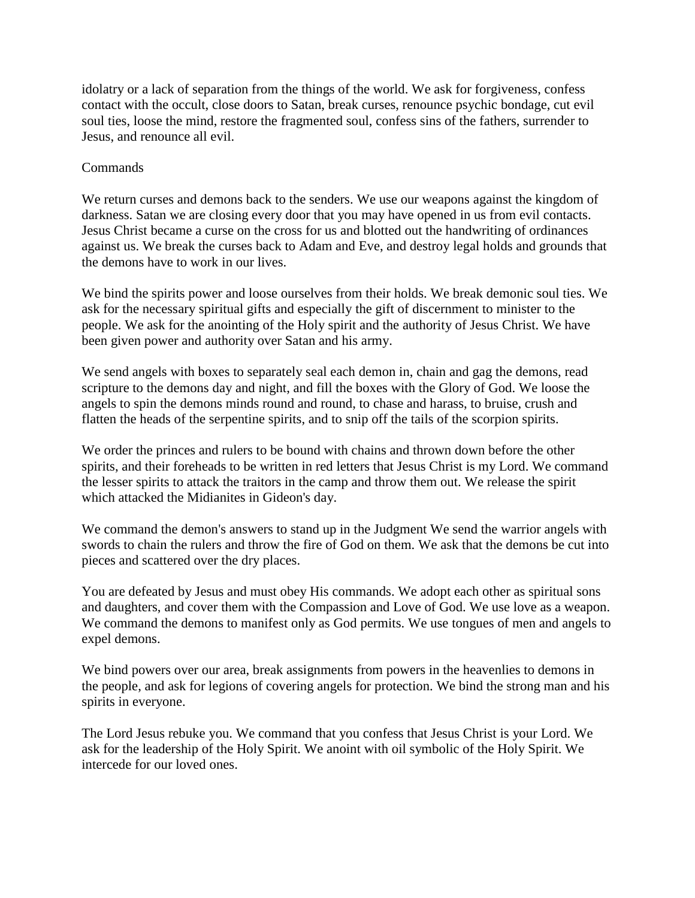idolatry or a lack of separation from the things of the world. We ask for forgiveness, confess contact with the occult, close doors to Satan, break curses, renounce psychic bondage, cut evil soul ties, loose the mind, restore the fragmented soul, confess sins of the fathers, surrender to Jesus, and renounce all evil.

## Commands

We return curses and demons back to the senders. We use our weapons against the kingdom of darkness. Satan we are closing every door that you may have opened in us from evil contacts. Jesus Christ became a curse on the cross for us and blotted out the handwriting of ordinances against us. We break the curses back to Adam and Eve, and destroy legal holds and grounds that the demons have to work in our lives.

We bind the spirits power and loose ourselves from their holds. We break demonic soul ties. We ask for the necessary spiritual gifts and especially the gift of discernment to minister to the people. We ask for the anointing of the Holy spirit and the authority of Jesus Christ. We have been given power and authority over Satan and his army.

We send angels with boxes to separately seal each demon in, chain and gag the demons, read scripture to the demons day and night, and fill the boxes with the Glory of God. We loose the angels to spin the demons minds round and round, to chase and harass, to bruise, crush and flatten the heads of the serpentine spirits, and to snip off the tails of the scorpion spirits.

We order the princes and rulers to be bound with chains and thrown down before the other spirits, and their foreheads to be written in red letters that Jesus Christ is my Lord. We command the lesser spirits to attack the traitors in the camp and throw them out. We release the spirit which attacked the Midianites in Gideon's day.

We command the demon's answers to stand up in the Judgment We send the warrior angels with swords to chain the rulers and throw the fire of God on them. We ask that the demons be cut into pieces and scattered over the dry places.

You are defeated by Jesus and must obey His commands. We adopt each other as spiritual sons and daughters, and cover them with the Compassion and Love of God. We use love as a weapon. We command the demons to manifest only as God permits. We use tongues of men and angels to expel demons.

We bind powers over our area, break assignments from powers in the heavenlies to demons in the people, and ask for legions of covering angels for protection. We bind the strong man and his spirits in everyone.

The Lord Jesus rebuke you. We command that you confess that Jesus Christ is your Lord. We ask for the leadership of the Holy Spirit. We anoint with oil symbolic of the Holy Spirit. We intercede for our loved ones.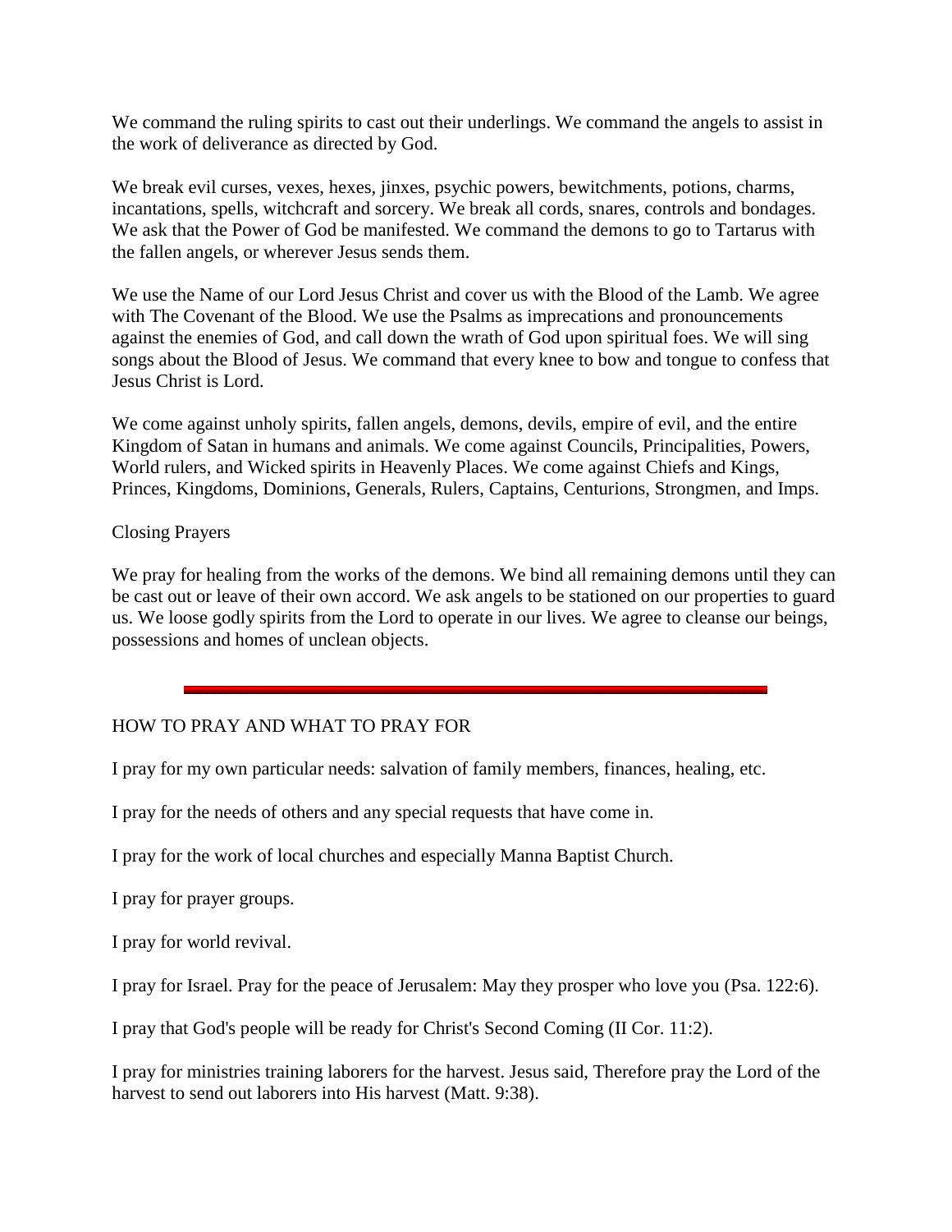We command the ruling spirits to cast out their underlings. We command the angels to assist in the work of deliverance as directed by God.

We break evil curses, vexes, hexes, jinxes, psychic powers, bewitchments, potions, charms, incantations, spells, witchcraft and sorcery. We break all cords, snares, controls and bondages. We ask that the Power of God be manifested. We command the demons to go to Tartarus with the fallen angels, or wherever Jesus sends them.

We use the Name of our Lord Jesus Christ and cover us with the Blood of the Lamb. We agree with The Covenant of the Blood. We use the Psalms as imprecations and pronouncements against the enemies of God, and call down the wrath of God upon spiritual foes. We will sing songs about the Blood of Jesus. We command that every knee to bow and tongue to confess that Jesus Christ is Lord.

We come against unholy spirits, fallen angels, demons, devils, empire of evil, and the entire Kingdom of Satan in humans and animals. We come against Councils, Principalities, Powers, World rulers, and Wicked spirits in Heavenly Places. We come against Chiefs and Kings, Princes, Kingdoms, Dominions, Generals, Rulers, Captains, Centurions, Strongmen, and Imps.

Closing Prayers

We pray for healing from the works of the demons. We bind all remaining demons until they can be cast out or leave of their own accord. We ask angels to be stationed on our properties to guard us. We loose godly spirits from the Lord to operate in our lives. We agree to cleanse our beings, possessions and homes of unclean objects.

---

HOW TO PRAY AND WHAT TO PRAY FOR

I pray for my own particular needs: salvation of family members, finances, healing, etc.

I pray for the needs of others and any special requests that have come in.

I pray for the work of local churches and especially Manna Baptist Church.

I pray for prayer groups.

I pray for world revival.

I pray for Israel. Pray for the peace of Jerusalem: May they prosper who love you (Psa. 122:6).

I pray that God's people will be ready for Christ's Second Coming (II Cor. 11:2).

I pray for ministries training laborers for the harvest. Jesus said, Therefore pray the Lord of the harvest to send out laborers into His harvest (Matt. 9:38).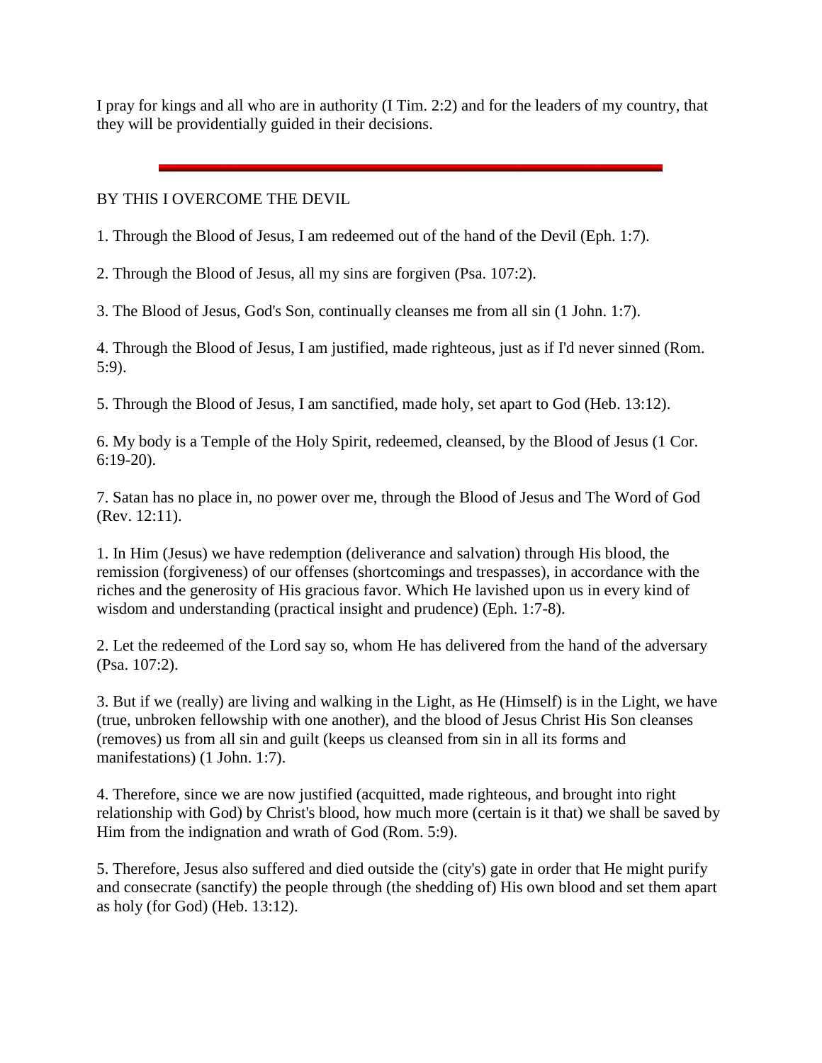I pray for kings and all who are in authority (I Tim. 2:2) and for the leaders of my country, that they will be providentially guided in their decisions.

---

BY THIS I OVERCOME THE DEVIL

1. Through the Blood of Jesus, I am redeemed out of the hand of the Devil (Eph. 1:7).

2. Through the Blood of Jesus, all my sins are forgiven (Psa. 107:2).

3. The Blood of Jesus, God's Son, continually cleanses me from all sin (1 John. 1:7).

4. Through the Blood of Jesus, I am justified, made righteous, just as if I'd never sinned (Rom. 5:9).

5. Through the Blood of Jesus, I am sanctified, made holy, set apart to God (Heb. 13:12).

6. My body is a Temple of the Holy Spirit, redeemed, cleansed, by the Blood of Jesus (1 Cor. 6:19-20).

7. Satan has no place in, no power over me, through the Blood of Jesus and The Word of God (Rev. 12:11).

1. In Him (Jesus) we have redemption (deliverance and salvation) through His blood, the remission (forgiveness) of our offenses (shortcomings and trespasses), in accordance with the riches and the generosity of His gracious favor. Which He lavished upon us in every kind of wisdom and understanding (practical insight and prudence) (Eph. 1:7-8).

2. Let the redeemed of the Lord say so, whom He has delivered from the hand of the adversary (Psa. 107:2).

3. But if we (really) are living and walking in the Light, as He (Himself) is in the Light, we have (true, unbroken fellowship with one another), and the blood of Jesus Christ His Son cleanses (removes) us from all sin and guilt (keeps us cleansed from sin in all its forms and manifestations) (1 John. 1:7).

4. Therefore, since we are now justified (acquitted, made righteous, and brought into right relationship with God) by Christ's blood, how much more (certain is it that) we shall be saved by Him from the indignation and wrath of God (Rom. 5:9).

5. Therefore, Jesus also suffered and died outside the (city's) gate in order that He might purify and consecrate (sanctify) the people through (the shedding of) His own blood and set them apart as holy (for God) (Heb. 13:12).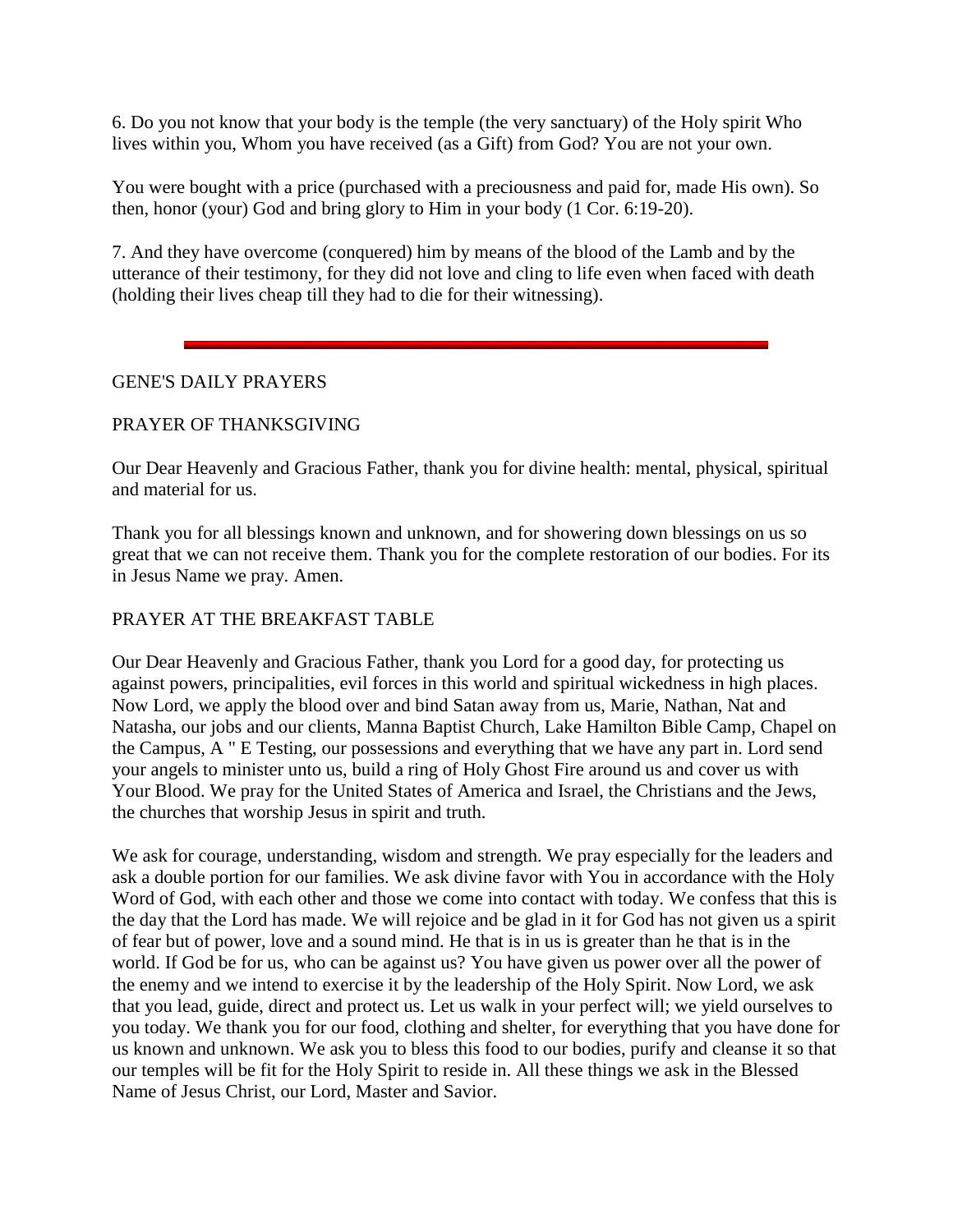6. Do you not know that your body is the temple (the very sanctuary) of the Holy spirit Who lives within you, Whom you have received (as a Gift) from God? You are not your own.

You were bought with a price (purchased with a preciousness and paid for, made His own). So then, honor (your) God and bring glory to Him in your body (1 Cor. 6:19-20).

7. And they have overcome (conquered) him by means of the blood of the Lamb and by the utterance of their testimony, for they did not love and cling to life even when faced with death (holding their lives cheap till they had to die for their witnessing).

---

GENE'S DAILY PRAYERS

PRAYER OF THANKSGIVING

Our Dear Heavenly and Gracious Father, thank you for divine health: mental, physical, spiritual and material for us.

Thank you for all blessings known and unknown, and for showering down blessings on us so great that we can not receive them. Thank you for the complete restoration of our bodies. For its in Jesus Name we pray. Amen.

PRAYER AT THE BREAKFAST TABLE

Our Dear Heavenly and Gracious Father, thank you Lord for a good day, for protecting us against powers, principalities, evil forces in this world and spiritual wickedness in high places. Now Lord, we apply the blood over and bind Satan away from us, Marie, Nathan, Nat and Natasha, our jobs and our clients, Manna Baptist Church, Lake Hamilton Bible Camp, Chapel on the Campus, A " E Testing, our possessions and everything that we have any part in. Lord send your angels to minister unto us, build a ring of Holy Ghost Fire around us and cover us with Your Blood. We pray for the United States of America and Israel, the Christians and the Jews, the churches that worship Jesus in spirit and truth.

We ask for courage, understanding, wisdom and strength. We pray especially for the leaders and ask a double portion for our families. We ask divine favor with You in accordance with the Holy Word of God, with each other and those we come into contact with today. We confess that this is the day that the Lord has made. We will rejoice and be glad in it for God has not given us a spirit of fear but of power, love and a sound mind. He that is in us is greater than he that is in the world. If God be for us, who can be against us? You have given us power over all the power of the enemy and we intend to exercise it by the leadership of the Holy Spirit. Now Lord, we ask that you lead, guide, direct and protect us. Let us walk in your perfect will; we yield ourselves to you today. We thank you for our food, clothing and shelter, for everything that you have done for us known and unknown. We ask you to bless this food to our bodies, purify and cleanse it so that our temples will be fit for the Holy Spirit to reside in. All these things we ask in the Blessed Name of Jesus Christ, our Lord, Master and Savior.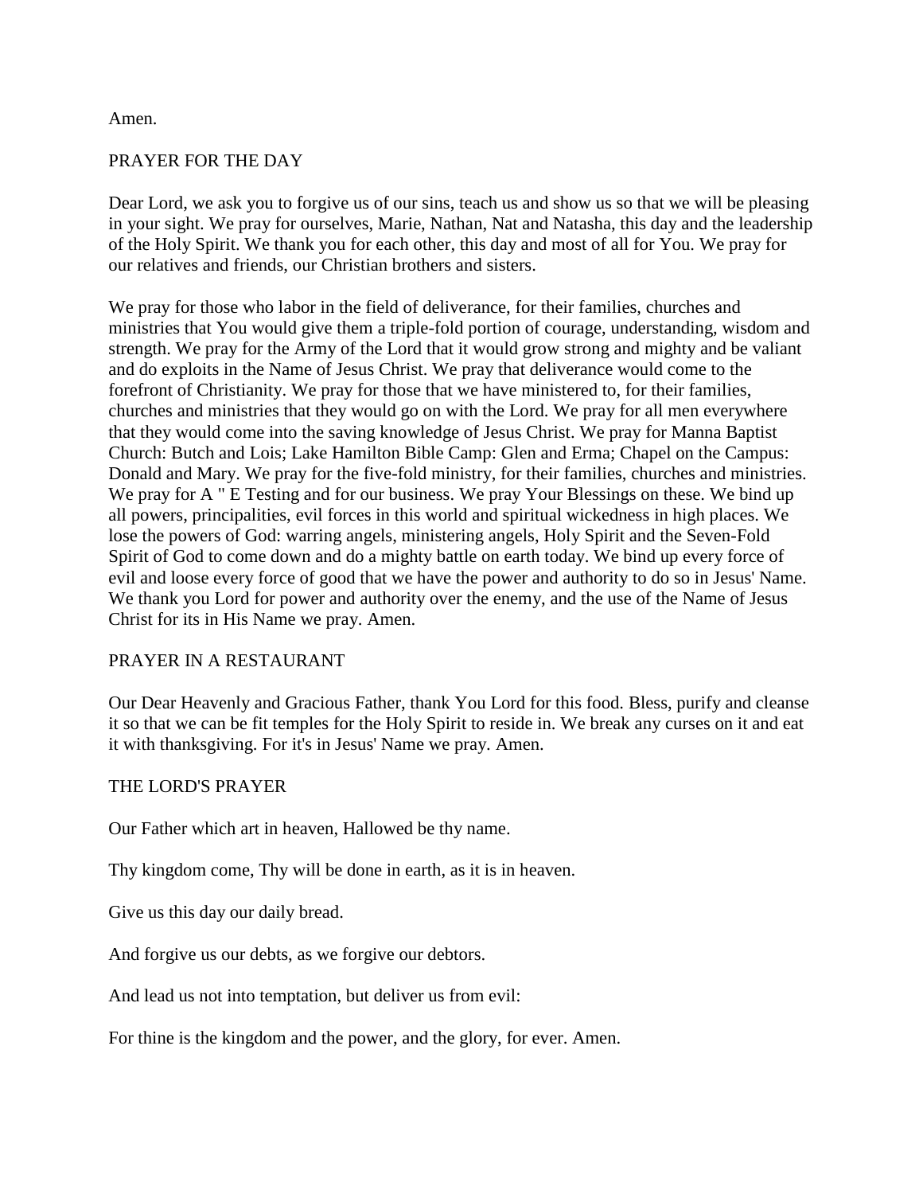Amen.

## PRAYER FOR THE DAY

Dear Lord, we ask you to forgive us of our sins, teach us and show us so that we will be pleasing in your sight. We pray for ourselves, Marie, Nathan, Nat and Natasha, this day and the leadership of the Holy Spirit. We thank you for each other, this day and most of all for You. We pray for our relatives and friends, our Christian brothers and sisters.

We pray for those who labor in the field of deliverance, for their families, churches and ministries that You would give them a triple-fold portion of courage, understanding, wisdom and strength. We pray for the Army of the Lord that it would grow strong and mighty and be valiant and do exploits in the Name of Jesus Christ. We pray that deliverance would come to the forefront of Christianity. We pray for those that we have ministered to, for their families, churches and ministries that they would go on with the Lord. We pray for all men everywhere that they would come into the saving knowledge of Jesus Christ. We pray for Manna Baptist Church: Butch and Lois; Lake Hamilton Bible Camp: Glen and Erma; Chapel on the Campus: Donald and Mary. We pray for the five-fold ministry, for their families, churches and ministries. We pray for A " E Testing and for our business. We pray Your Blessings on these. We bind up all powers, principalities, evil forces in this world and spiritual wickedness in high places. We lose the powers of God: warring angels, ministering angels, Holy Spirit and the Seven-Fold Spirit of God to come down and do a mighty battle on earth today. We bind up every force of evil and loose every force of good that we have the power and authority to do so in Jesus' Name. We thank you Lord for power and authority over the enemy, and the use of the Name of Jesus Christ for its in His Name we pray. Amen.

## PRAYER IN A RESTAURANT

Our Dear Heavenly and Gracious Father, thank You Lord for this food. Bless, purify and cleanse it so that we can be fit temples for the Holy Spirit to reside in. We break any curses on it and eat it with thanksgiving. For it's in Jesus' Name we pray. Amen.

## THE LORD'S PRAYER

Our Father which art in heaven, Hallowed be thy name.

Thy kingdom come, Thy will be done in earth, as it is in heaven.

Give us this day our daily bread.

And forgive us our debts, as we forgive our debtors.

And lead us not into temptation, but deliver us from evil:

For thine is the kingdom and the power, and the glory, for ever. Amen.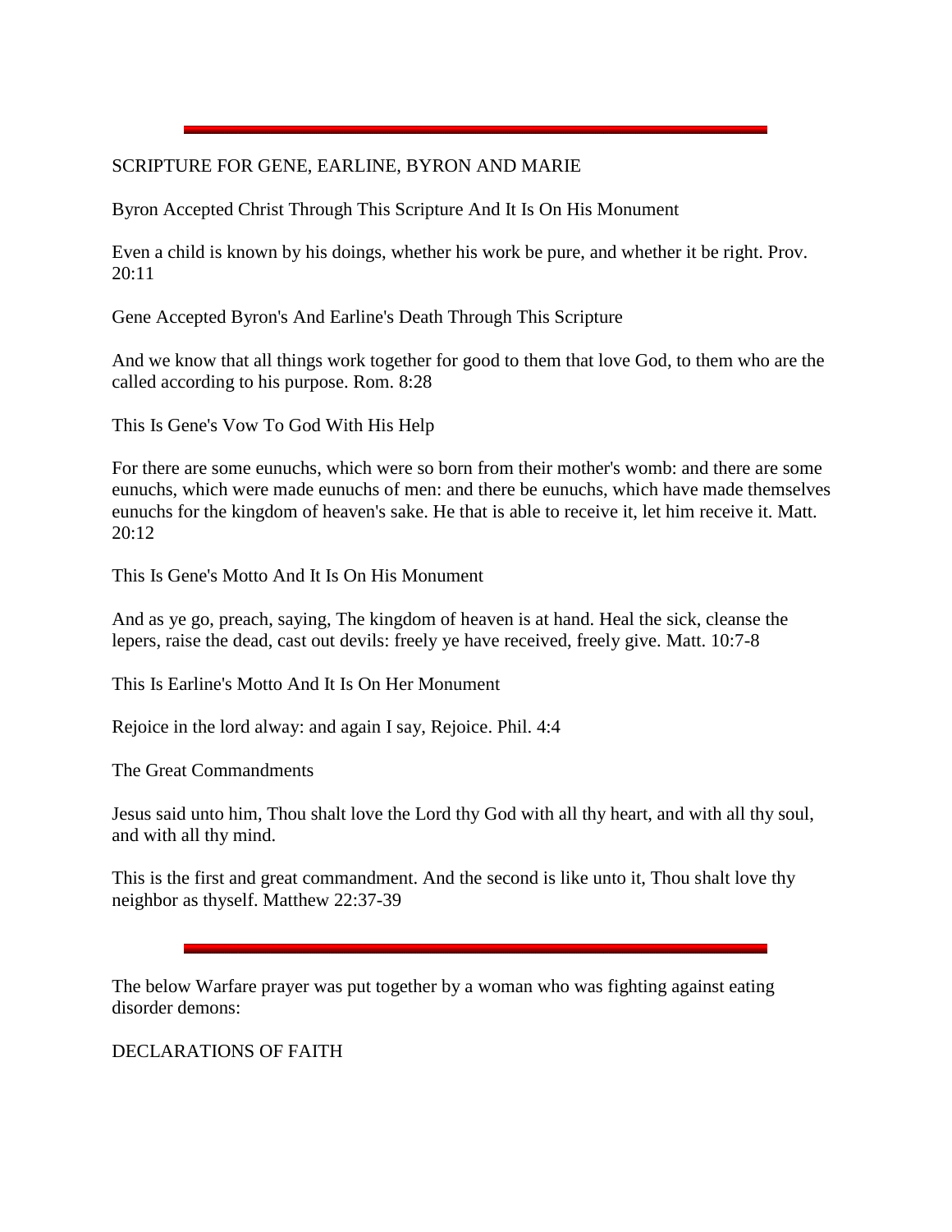---

SCRIPTURE FOR GENE, EARLINE, BYRON AND MARIE

Byron Accepted Christ Through This Scripture And It Is On His Monument

Even a child is known by his doings, whether his work be pure, and whether it be right. Prov. 20:11

Gene Accepted Byron's And Earline's Death Through This Scripture

And we know that all things work together for good to them that love God, to them who are the called according to his purpose. Rom. 8:28

This Is Gene's Vow To God With His Help

For there are some eunuchs, which were so born from their mother's womb: and there are some eunuchs, which were made eunuchs of men: and there be eunuchs, which have made themselves eunuchs for the kingdom of heaven's sake. He that is able to receive it, let him receive it. Matt. 20:12

This Is Gene's Motto And It Is On His Monument

And as ye go, preach, saying, The kingdom of heaven is at hand. Heal the sick, cleanse the lepers, raise the dead, cast out devils: freely ye have received, freely give. Matt. 10:7-8

This Is Earline's Motto And It Is On Her Monument

Rejoice in the lord alway: and again I say, Rejoice. Phil. 4:4

The Great Commandments

Jesus said unto him, Thou shalt love the Lord thy God with all thy heart, and with all thy soul, and with all thy mind.

This is the first and great commandment. And the second is like unto it, Thou shalt love thy neighbor as thyself. Matthew 22:37-39

---

The below Warfare prayer was put together by a woman who was fighting against eating disorder demons:

DECLARATIONS OF FAITH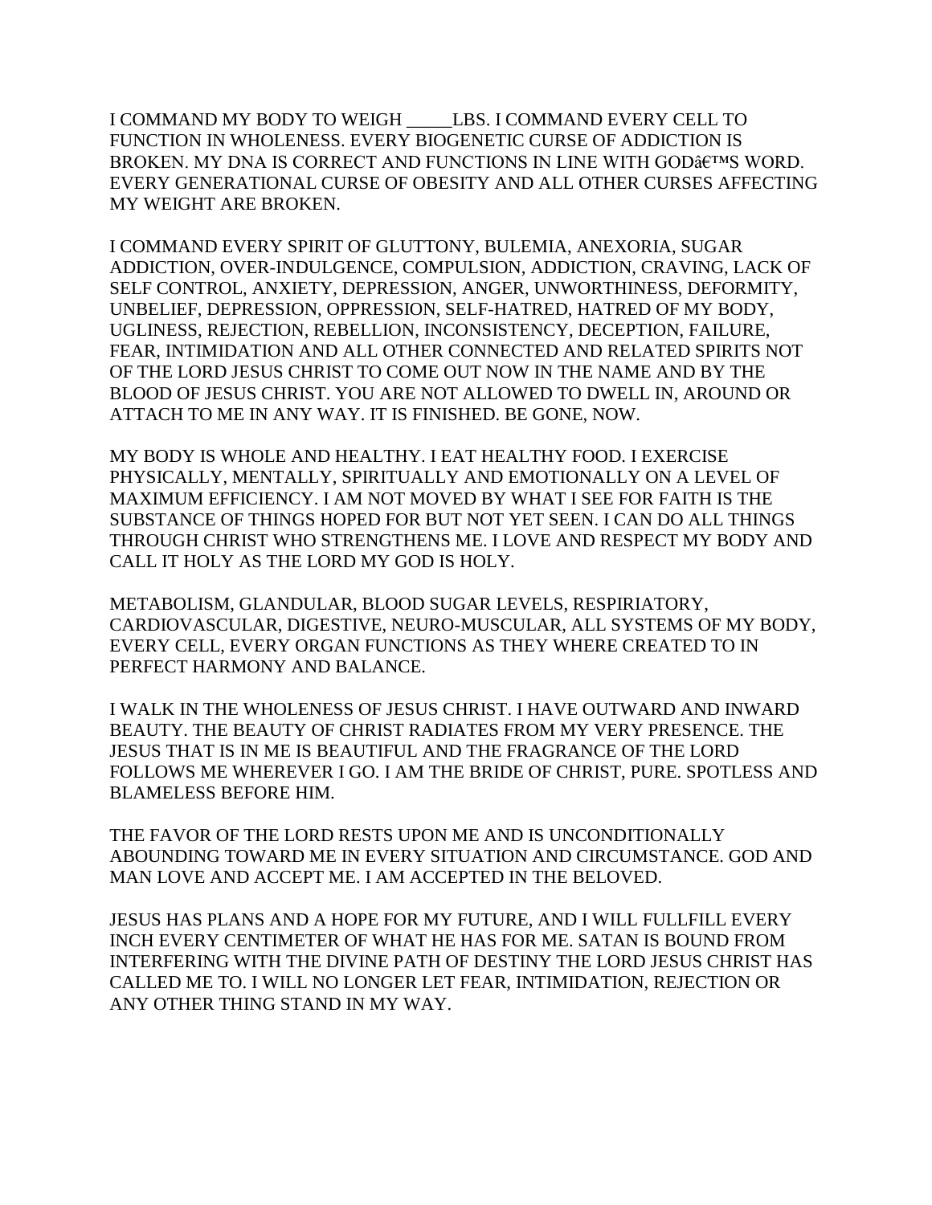I COMMAND MY BODY TO WEIGH _____LBS. I COMMAND EVERY CELL TO FUNCTION IN WHOLENESS. EVERY BIOGENETIC CURSE OF ADDICTION IS BROKEN. MY DNA IS CORRECT AND FUNCTIONS IN LINE WITH GODâ€™S WORD. EVERY GENERATIONAL CURSE OF OBESITY AND ALL OTHER CURSES AFFECTING MY WEIGHT ARE BROKEN.

I COMMAND EVERY SPIRIT OF GLUTTONY, BULEMIA, ANEXORIA, SUGAR ADDICTION, OVER-INDULGENCE, COMPULSION, ADDICTION, CRAVING, LACK OF SELF CONTROL, ANXIETY, DEPRESSION, ANGER, UNWORTHINESS, DEFORMITY, UNBELIEF, DEPRESSION, OPPRESSION, SELF-HATRED, HATRED OF MY BODY, UGLINESS, REJECTION, REBELLION, INCONSISTENCY, DECEPTION, FAILURE, FEAR, INTIMIDATION AND ALL OTHER CONNECTED AND RELATED SPIRITS NOT OF THE LORD JESUS CHRIST TO COME OUT NOW IN THE NAME AND BY THE BLOOD OF JESUS CHRIST. YOU ARE NOT ALLOWED TO DWELL IN, AROUND OR ATTACH TO ME IN ANY WAY. IT IS FINISHED. BE GONE, NOW.

MY BODY IS WHOLE AND HEALTHY. I EAT HEALTHY FOOD. I EXERCISE PHYSICALLY, MENTALLY, SPIRITUALLY AND EMOTIONALLY ON A LEVEL OF MAXIMUM EFFICIENCY. I AM NOT MOVED BY WHAT I SEE FOR FAITH IS THE SUBSTANCE OF THINGS HOPED FOR BUT NOT YET SEEN. I CAN DO ALL THINGS THROUGH CHRIST WHO STRENGTHENS ME. I LOVE AND RESPECT MY BODY AND CALL IT HOLY AS THE LORD MY GOD IS HOLY.

METABOLISM, GLANDULAR, BLOOD SUGAR LEVELS, RESPIRIATORY, CARDIOVASCULAR, DIGESTIVE, NEURO-MUSCULAR, ALL SYSTEMS OF MY BODY, EVERY CELL, EVERY ORGAN FUNCTIONS AS THEY WHERE CREATED TO IN PERFECT HARMONY AND BALANCE.

I WALK IN THE WHOLENESS OF JESUS CHRIST. I HAVE OUTWARD AND INWARD BEAUTY. THE BEAUTY OF CHRIST RADIATES FROM MY VERY PRESENCE. THE JESUS THAT IS IN ME IS BEAUTIFUL AND THE FRAGRANCE OF THE LORD FOLLOWS ME WHEREVER I GO. I AM THE BRIDE OF CHRIST, PURE. SPOTLESS AND BLAMELESS BEFORE HIM.

THE FAVOR OF THE LORD RESTS UPON ME AND IS UNCONDITIONALLY ABOUNDING TOWARD ME IN EVERY SITUATION AND CIRCUMSTANCE. GOD AND MAN LOVE AND ACCEPT ME. I AM ACCEPTED IN THE BELOVED.

JESUS HAS PLANS AND A HOPE FOR MY FUTURE, AND I WILL FULLFILL EVERY INCH EVERY CENTIMETER OF WHAT HE HAS FOR ME. SATAN IS BOUND FROM INTERFERING WITH THE DIVINE PATH OF DESTINY THE LORD JESUS CHRIST HAS CALLED ME TO. I WILL NO LONGER LET FEAR, INTIMIDATION, REJECTION OR ANY OTHER THING STAND IN MY WAY.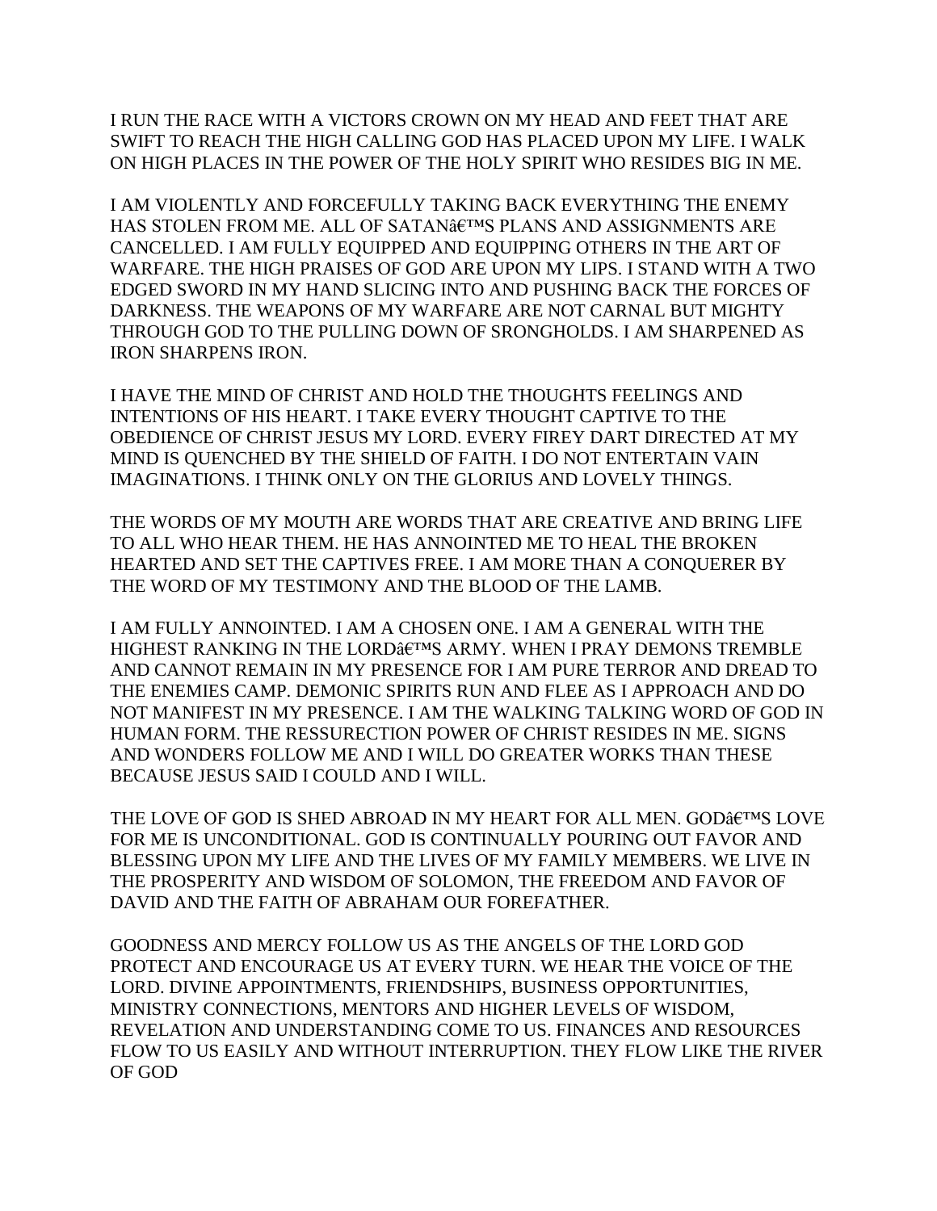I RUN THE RACE WITH A VICTORS CROWN ON MY HEAD AND FEET THAT ARE SWIFT TO REACH THE HIGH CALLING GOD HAS PLACED UPON MY LIFE. I WALK ON HIGH PLACES IN THE POWER OF THE HOLY SPIRIT WHO RESIDES BIG IN ME.

I AM VIOLENTLY AND FORCEFULLY TAKING BACK EVERYTHING THE ENEMY HAS STOLEN FROM ME. ALL OF SATANâ€™S PLANS AND ASSIGNMENTS ARE CANCELLED. I AM FULLY EQUIPPED AND EQUIPPING OTHERS IN THE ART OF WARFARE. THE HIGH PRAISES OF GOD ARE UPON MY LIPS. I STAND WITH A TWO EDGED SWORD IN MY HAND SLICING INTO AND PUSHING BACK THE FORCES OF DARKNESS. THE WEAPONS OF MY WARFARE ARE NOT CARNAL BUT MIGHTY THROUGH GOD TO THE PULLING DOWN OF SRONGHOLDS. I AM SHARPENED AS IRON SHARPENS IRON.

I HAVE THE MIND OF CHRIST AND HOLD THE THOUGHTS FEELINGS AND INTENTIONS OF HIS HEART. I TAKE EVERY THOUGHT CAPTIVE TO THE OBEDIENCE OF CHRIST JESUS MY LORD. EVERY FIREY DART DIRECTED AT MY MIND IS QUENCHED BY THE SHIELD OF FAITH. I DO NOT ENTERTAIN VAIN IMAGINATIONS. I THINK ONLY ON THE GLORIUS AND LOVELY THINGS.

THE WORDS OF MY MOUTH ARE WORDS THAT ARE CREATIVE AND BRING LIFE TO ALL WHO HEAR THEM. HE HAS ANNOINTED ME TO HEAL THE BROKEN HEARTED AND SET THE CAPTIVES FREE. I AM MORE THAN A CONQUERER BY THE WORD OF MY TESTIMONY AND THE BLOOD OF THE LAMB.

I AM FULLY ANNOINTED. I AM A CHOSEN ONE. I AM A GENERAL WITH THE HIGHEST RANKING IN THE LORDâ€™S ARMY. WHEN I PRAY DEMONS TREMBLE AND CANNOT REMAIN IN MY PRESENCE FOR I AM PURE TERROR AND DREAD TO THE ENEMIES CAMP. DEMONIC SPIRITS RUN AND FLEE AS I APPROACH AND DO NOT MANIFEST IN MY PRESENCE. I AM THE WALKING TALKING WORD OF GOD IN HUMAN FORM. THE RESSURECTION POWER OF CHRIST RESIDES IN ME. SIGNS AND WONDERS FOLLOW ME AND I WILL DO GREATER WORKS THAN THESE BECAUSE JESUS SAID I COULD AND I WILL.

THE LOVE OF GOD IS SHED ABROAD IN MY HEART FOR ALL MEN. GODâ€™S LOVE FOR ME IS UNCONDITIONAL. GOD IS CONTINUALLY POURING OUT FAVOR AND BLESSING UPON MY LIFE AND THE LIVES OF MY FAMILY MEMBERS. WE LIVE IN THE PROSPERITY AND WISDOM OF SOLOMON, THE FREEDOM AND FAVOR OF DAVID AND THE FAITH OF ABRAHAM OUR FOREFATHER.

GOODNESS AND MERCY FOLLOW US AS THE ANGELS OF THE LORD GOD PROTECT AND ENCOURAGE US AT EVERY TURN. WE HEAR THE VOICE OF THE LORD. DIVINE APPOINTMENTS, FRIENDSHIPS, BUSINESS OPPORTUNITIES, MINISTRY CONNECTIONS, MENTORS AND HIGHER LEVELS OF WISDOM, REVELATION AND UNDERSTANDING COME TO US. FINANCES AND RESOURCES FLOW TO US EASILY AND WITHOUT INTERRUPTION. THEY FLOW LIKE THE RIVER OF GOD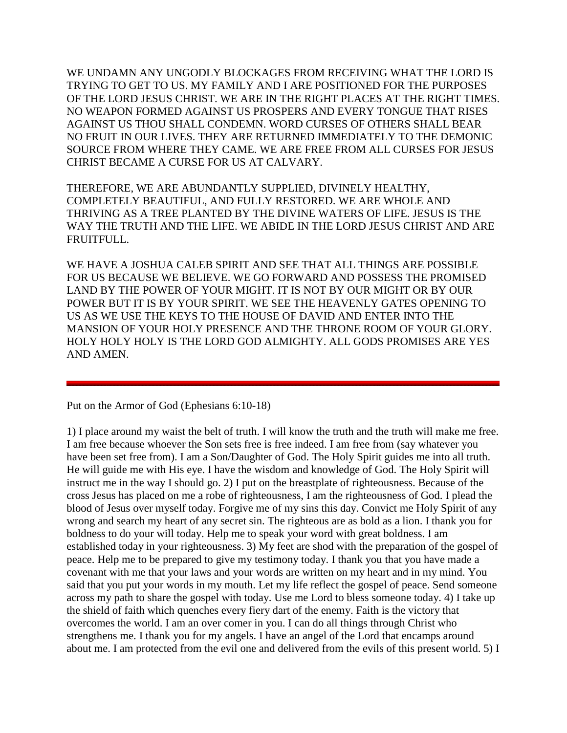WE UNDAMN ANY UNGODLY BLOCKAGES FROM RECEIVING WHAT THE LORD IS TRYING TO GET TO US. MY FAMILY AND I ARE POSITIONED FOR THE PURPOSES OF THE LORD JESUS CHRIST. WE ARE IN THE RIGHT PLACES AT THE RIGHT TIMES. NO WEAPON FORMED AGAINST US PROSPERS AND EVERY TONGUE THAT RISES AGAINST US THOU SHALL CONDEMN. WORD CURSES OF OTHERS SHALL BEAR NO FRUIT IN OUR LIVES. THEY ARE RETURNED IMMEDIATELY TO THE DEMONIC SOURCE FROM WHERE THEY CAME. WE ARE FREE FROM ALL CURSES FOR JESUS CHRIST BECAME A CURSE FOR US AT CALVARY.

THEREFORE, WE ARE ABUNDANTLY SUPPLIED, DIVINELY HEALTHY, COMPLETELY BEAUTIFUL, AND FULLY RESTORED. WE ARE WHOLE AND THRIVING AS A TREE PLANTED BY THE DIVINE WATERS OF LIFE. JESUS IS THE WAY THE TRUTH AND THE LIFE. WE ABIDE IN THE LORD JESUS CHRIST AND ARE FRUITFULL.

WE HAVE A JOSHUA CALEB SPIRIT AND SEE THAT ALL THINGS ARE POSSIBLE FOR US BECAUSE WE BELIEVE. WE GO FORWARD AND POSSESS THE PROMISED LAND BY THE POWER OF YOUR MIGHT. IT IS NOT BY OUR MIGHT OR BY OUR POWER BUT IT IS BY YOUR SPIRIT. WE SEE THE HEAVENLY GATES OPENING TO US AS WE USE THE KEYS TO THE HOUSE OF DAVID AND ENTER INTO THE MANSION OF YOUR HOLY PRESENCE AND THE THRONE ROOM OF YOUR GLORY. HOLY HOLY HOLY IS THE LORD GOD ALMIGHTY. ALL GODS PROMISES ARE YES AND AMEN.

---

Put on the Armor of God (Ephesians 6:10-18)

1) I place around my waist the belt of truth. I will know the truth and the truth will make me free. I am free because whoever the Son sets free is free indeed. I am free from (say whatever you have been set free from). I am a Son/Daughter of God. The Holy Spirit guides me into all truth. He will guide me with His eye. I have the wisdom and knowledge of God. The Holy Spirit will instruct me in the way I should go. 2) I put on the breastplate of righteousness. Because of the cross Jesus has placed on me a robe of righteousness, I am the righteousness of God. I plead the blood of Jesus over myself today. Forgive me of my sins this day. Convict me Holy Spirit of any wrong and search my heart of any secret sin. The righteous are as bold as a lion. I thank you for boldness to do your will today. Help me to speak your word with great boldness. I am established today in your righteousness. 3) My feet are shod with the preparation of the gospel of peace. Help me to be prepared to give my testimony today. I thank you that you have made a covenant with me that your laws and your words are written on my heart and in my mind. You said that you put your words in my mouth. Let my life reflect the gospel of peace. Send someone across my path to share the gospel with today. Use me Lord to bless someone today. 4) I take up the shield of faith which quenches every fiery dart of the enemy. Faith is the victory that overcomes the world. I am an over comer in you. I can do all things through Christ who strengthens me. I thank you for my angels. I have an angel of the Lord that encamps around about me. I am protected from the evil one and delivered from the evils of this present world. 5) I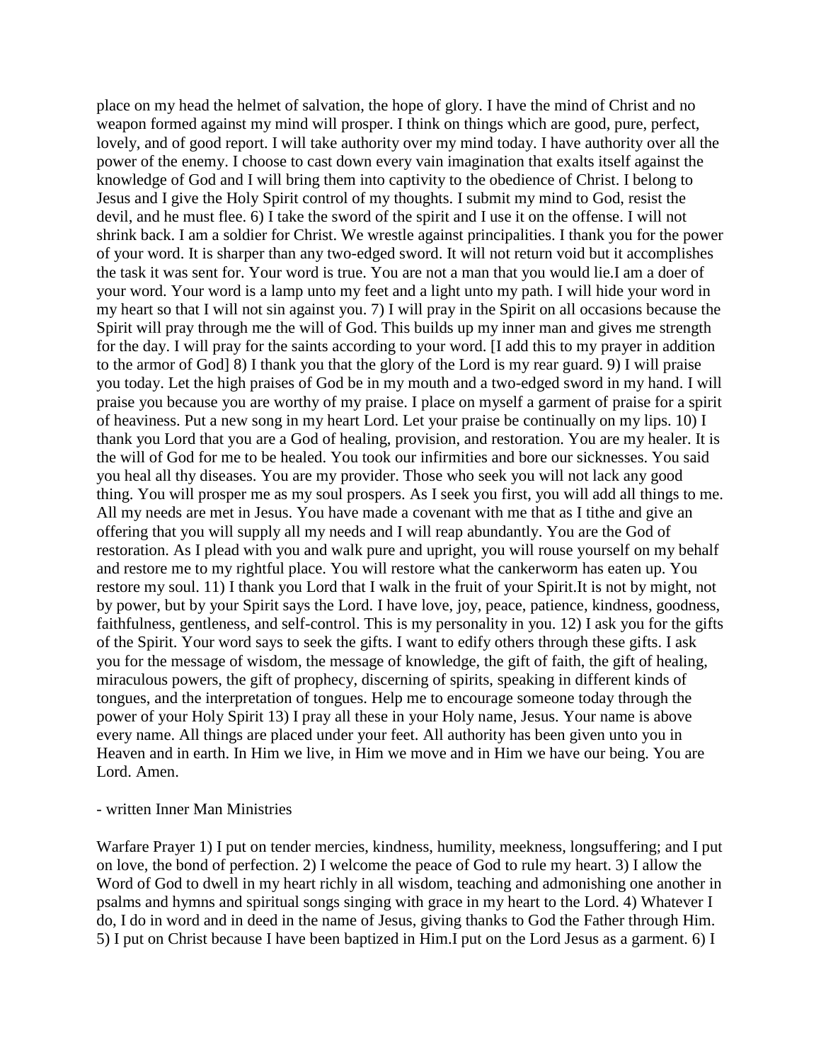place on my head the helmet of salvation, the hope of glory. I have the mind of Christ and no weapon formed against my mind will prosper. I think on things which are good, pure, perfect, lovely, and of good report. I will take authority over my mind today. I have authority over all the power of the enemy. I choose to cast down every vain imagination that exalts itself against the knowledge of God and I will bring them into captivity to the obedience of Christ. I belong to Jesus and I give the Holy Spirit control of my thoughts. I submit my mind to God, resist the devil, and he must flee. 6) I take the sword of the spirit and I use it on the offense. I will not shrink back. I am a soldier for Christ. We wrestle against principalities. I thank you for the power of your word. It is sharper than any two-edged sword. It will not return void but it accomplishes the task it was sent for. Your word is true. You are not a man that you would lie.I am a doer of your word. Your word is a lamp unto my feet and a light unto my path. I will hide your word in my heart so that I will not sin against you. 7) I will pray in the Spirit on all occasions because the Spirit will pray through me the will of God. This builds up my inner man and gives me strength for the day. I will pray for the saints according to your word. [I add this to my prayer in addition to the armor of God] 8) I thank you that the glory of the Lord is my rear guard. 9) I will praise you today. Let the high praises of God be in my mouth and a two-edged sword in my hand. I will praise you because you are worthy of my praise. I place on myself a garment of praise for a spirit of heaviness. Put a new song in my heart Lord. Let your praise be continually on my lips. 10) I thank you Lord that you are a God of healing, provision, and restoration. You are my healer. It is the will of God for me to be healed. You took our infirmities and bore our sicknesses. You said you heal all thy diseases. You are my provider. Those who seek you will not lack any good thing. You will prosper me as my soul prospers. As I seek you first, you will add all things to me. All my needs are met in Jesus. You have made a covenant with me that as I tithe and give an offering that you will supply all my needs and I will reap abundantly. You are the God of restoration. As I plead with you and walk pure and upright, you will rouse yourself on my behalf and restore me to my rightful place. You will restore what the cankerworm has eaten up. You restore my soul. 11) I thank you Lord that I walk in the fruit of your Spirit.It is not by might, not by power, but by your Spirit says the Lord. I have love, joy, peace, patience, kindness, goodness, faithfulness, gentleness, and self-control. This is my personality in you. 12) I ask you for the gifts of the Spirit. Your word says to seek the gifts. I want to edify others through these gifts. I ask you for the message of wisdom, the message of knowledge, the gift of faith, the gift of healing, miraculous powers, the gift of prophecy, discerning of spirits, speaking in different kinds of tongues, and the interpretation of tongues. Help me to encourage someone today through the power of your Holy Spirit 13) I pray all these in your Holy name, Jesus. Your name is above every name. All things are placed under your feet. All authority has been given unto you in Heaven and in earth. In Him we live, in Him we move and in Him we have our being. You are Lord. Amen.

- written Inner Man Ministries

Warfare Prayer 1) I put on tender mercies, kindness, humility, meekness, longsuffering; and I put on love, the bond of perfection. 2) I welcome the peace of God to rule my heart. 3) I allow the Word of God to dwell in my heart richly in all wisdom, teaching and admonishing one another in psalms and hymns and spiritual songs singing with grace in my heart to the Lord. 4) Whatever I do, I do in word and in deed in the name of Jesus, giving thanks to God the Father through Him. 5) I put on Christ because I have been baptized in Him.I put on the Lord Jesus as a garment. 6) I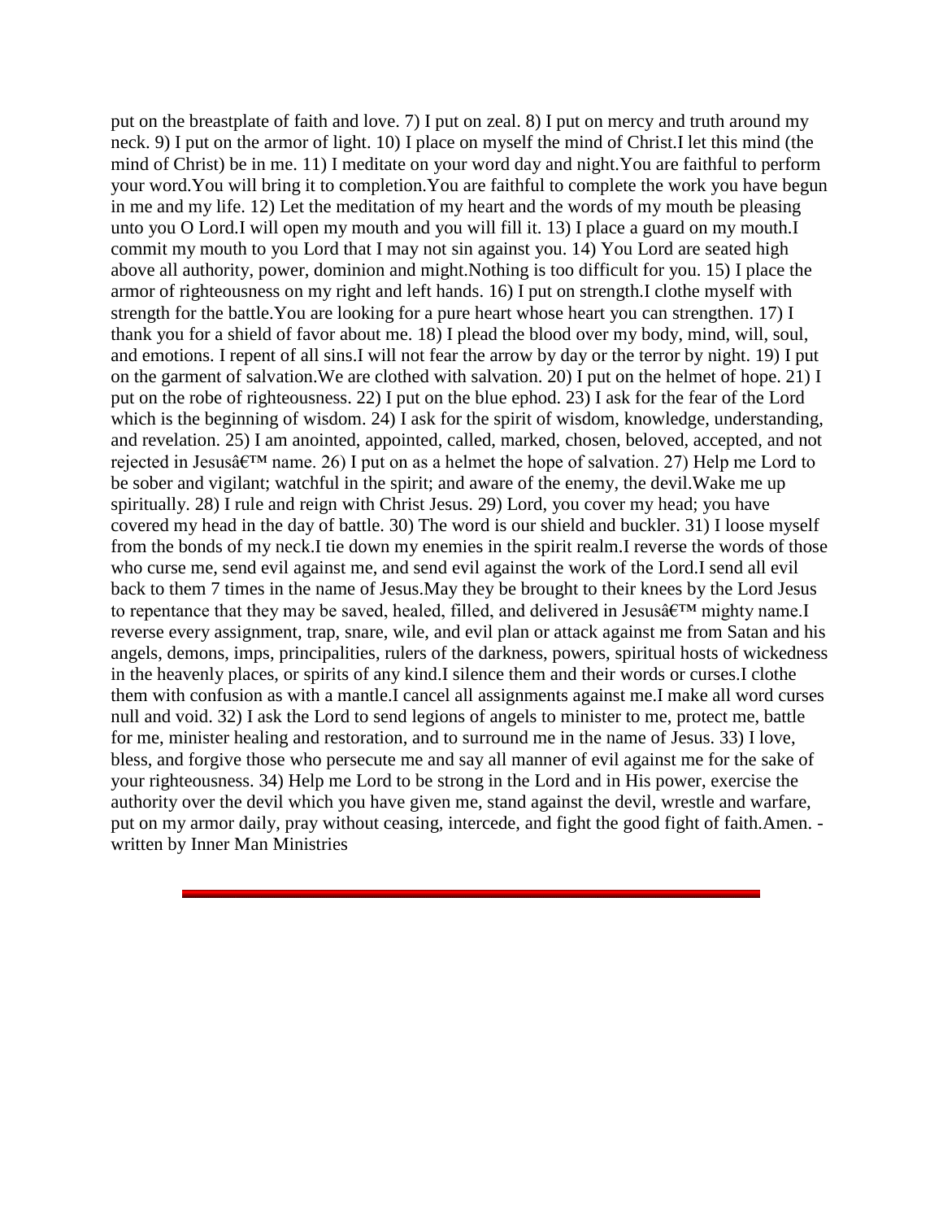put on the breastplate of faith and love. 7) I put on zeal. 8) I put on mercy and truth around my neck. 9) I put on the armor of light. 10) I place on myself the mind of Christ.I let this mind (the mind of Christ) be in me. 11) I meditate on your word day and night.You are faithful to perform your word.You will bring it to completion.You are faithful to complete the work you have begun in me and my life. 12) Let the meditation of my heart and the words of my mouth be pleasing unto you O Lord.I will open my mouth and you will fill it. 13) I place a guard on my mouth.I commit my mouth to you Lord that I may not sin against you. 14) You Lord are seated high above all authority, power, dominion and might.Nothing is too difficult for you. 15) I place the armor of righteousness on my right and left hands. 16) I put on strength.I clothe myself with strength for the battle.You are looking for a pure heart whose heart you can strengthen. 17) I thank you for a shield of favor about me. 18) I plead the blood over my body, mind, will, soul, and emotions. I repent of all sins.I will not fear the arrow by day or the terror by night. 19) I put on the garment of salvation.We are clothed with salvation. 20) I put on the helmet of hope. 21) I put on the robe of righteousness. 22) I put on the blue ephod. 23) I ask for the fear of the Lord which is the beginning of wisdom. 24) I ask for the spirit of wisdom, knowledge, understanding, and revelation. 25) I am anointed, appointed, called, marked, chosen, beloved, accepted, and not rejected in Jesusâ€™ name. 26) I put on as a helmet the hope of salvation. 27) Help me Lord to be sober and vigilant; watchful in the spirit; and aware of the enemy, the devil.Wake me up spiritually. 28) I rule and reign with Christ Jesus. 29) Lord, you cover my head; you have covered my head in the day of battle. 30) The word is our shield and buckler. 31) I loose myself from the bonds of my neck.I tie down my enemies in the spirit realm.I reverse the words of those who curse me, send evil against me, and send evil against the work of the Lord.I send all evil back to them 7 times in the name of Jesus.May they be brought to their knees by the Lord Jesus to repentance that they may be saved, healed, filled, and delivered in Jesusâ€™ mighty name.I reverse every assignment, trap, snare, wile, and evil plan or attack against me from Satan and his angels, demons, imps, principalities, rulers of the darkness, powers, spiritual hosts of wickedness in the heavenly places, or spirits of any kind.I silence them and their words or curses.I clothe them with confusion as with a mantle.I cancel all assignments against me.I make all word curses null and void. 32) I ask the Lord to send legions of angels to minister to me, protect me, battle for me, minister healing and restoration, and to surround me in the name of Jesus. 33) I love, bless, and forgive those who persecute me and say all manner of evil against me for the sake of your righteousness. 34) Help me Lord to be strong in the Lord and in His power, exercise the authority over the devil which you have given me, stand against the devil, wrestle and warfare, put on my armor daily, pray without ceasing, intercede, and fight the good fight of faith.Amen. - written by Inner Man Ministries

---